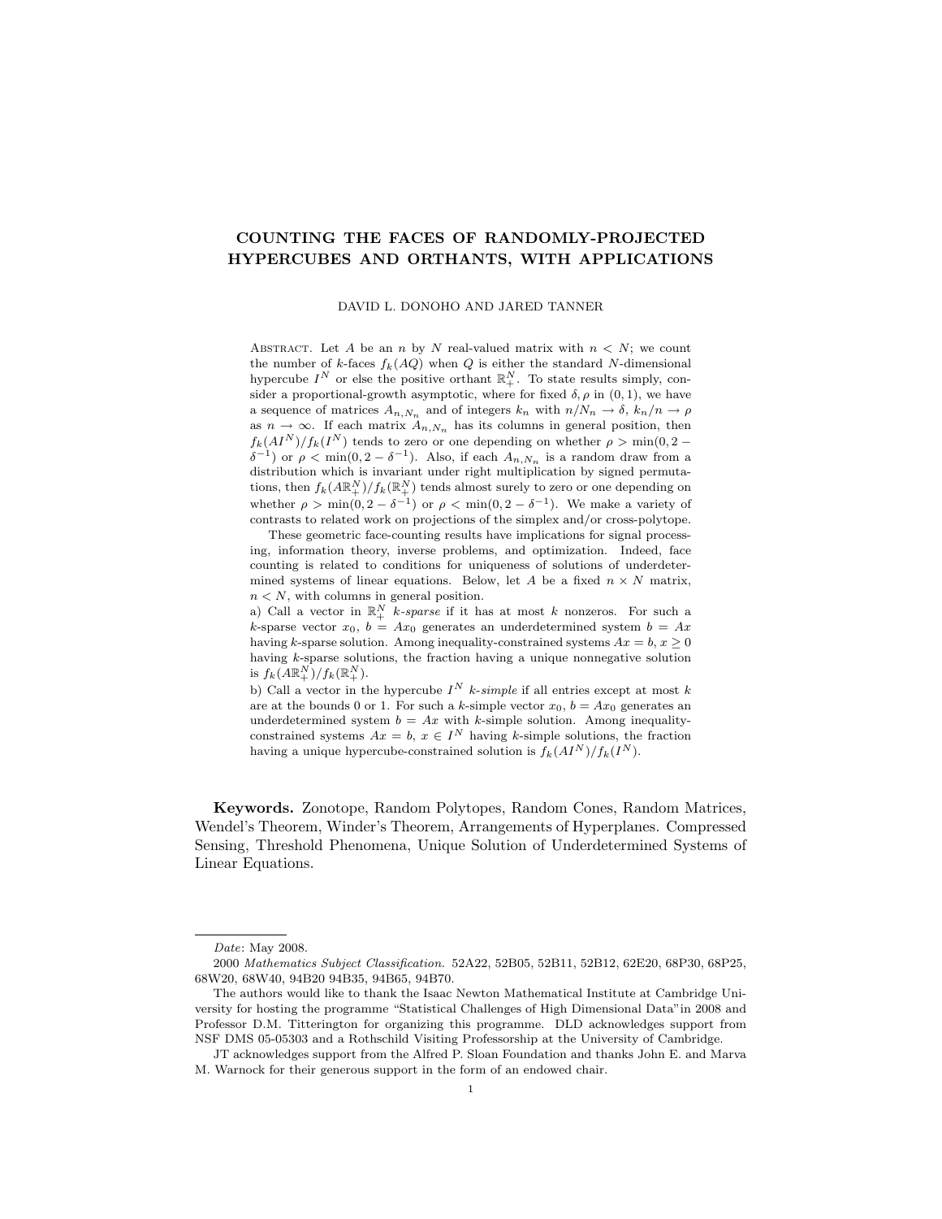# COUNTING THE FACES OF RANDOMLY-PROJECTED HYPERCUBES AND ORTHANTS, WITH APPLICATIONS

DAVID L. DONOHO AND JARED TANNER

ABSTRACT. Let $A$ be an $n$ by $N$ real-valued matrix with $n < N$; we count the number of $k$-faces $f_k(AQ)$ when $Q$ is either the standard $N$-dimensional hypercube $I^N$ or else the positive orthant $\mathbb{R}^N_+$. To state results simply, consider a proportional-growth asymptotic, where for fixed $\delta, \rho$ in $(0, 1)$, we have a sequence of matrices $A_{n,N_n}$ and of integers $k_n$ with $n/N_n \to \delta$, $k_n/n \to \rho$ as $n \to \infty$. If each matrix $A_{n,N_n}$ has its columns in general position, then $f_k(AI^N)/f_k(I^N)$ tends to zero or one depending on whether $\rho > \min(0, 2 - \delta^{-1})$ or $\rho < \min(0, 2 - \delta^{-1})$. Also, if each $A_{n,N_n}$ is a random draw from a distribution which is invariant under right multiplication by signed permutations, then $f_k(A\mathbb{R}^N_+)/f_k(\mathbb{R}^N_+)$ tends almost surely to zero or one depending on whether $\rho > \min(0, 2 - \delta^{-1})$ or $\rho < \min(0, 2 - \delta^{-1})$. We make a variety of contrasts to related work on projections of the simplex and/or cross-polytope.

These geometric face-counting results have implications for signal processing, information theory, inverse problems, and optimization. Indeed, face counting is related to conditions for uniqueness of solutions of underdetermined systems of linear equations. Below, let $A$ be a fixed $n \times N$ matrix, $n < N$, with columns in general position.

a) Call a vector in $\mathbb{R}^N_+$ *$k$-sparse* if it has at most $k$ nonzeros. For such a $k$-sparse vector $x_0$, $b = Ax_0$ generates an underdetermined system $b = Ax$ having $k$-sparse solution. Among inequality-constrained systems $Ax = b$, $x \geq 0$ having $k$-sparse solutions, the fraction having a unique nonnegative solution is $f_k(A\mathbb{R}^N_+)/f_k(\mathbb{R}^N_+)$.

b) Call a vector in the hypercube $I^N$ *$k$-simple* if all entries except at most $k$ are at the bounds 0 or 1. For such a $k$-simple vector $x_0$, $b = Ax_0$ generates an underdetermined system $b = Ax$ with $k$-simple solution. Among inequality-constrained systems $Ax = b$, $x \in I^N$ having $k$-simple solutions, the fraction having a unique hypercube-constrained solution is $f_k(AI^N)/f_k(I^N)$.

**Keywords.** Zonotope, Random Polytopes, Random Cones, Random Matrices, Wendel's Theorem, Winder's Theorem, Arrangements of Hyperplanes. Compressed Sensing, Threshold Phenomena, Unique Solution of Underdetermined Systems of Linear Equations.

---

*Date*: May 2008.

2000 *Mathematics Subject Classification.* 52A22, 52B05, 52B11, 52B12, 62E20, 68P30, 68P25, 68W20, 68W40, 94B20 94B35, 94B65, 94B70.

The authors would like to thank the Isaac Newton Mathematical Institute at Cambridge University for hosting the programme "Statistical Challenges of High Dimensional Data" in 2008 and Professor D.M. Titterington for organizing this programme. DLD acknowledges support from NSF DMS 05-05303 and a Rothschild Visiting Professorship at the University of Cambridge.

JT acknowledges support from the Alfred P. Sloan Foundation and thanks John E. and Marva M. Warnock for their generous support in the form of an endowed chair.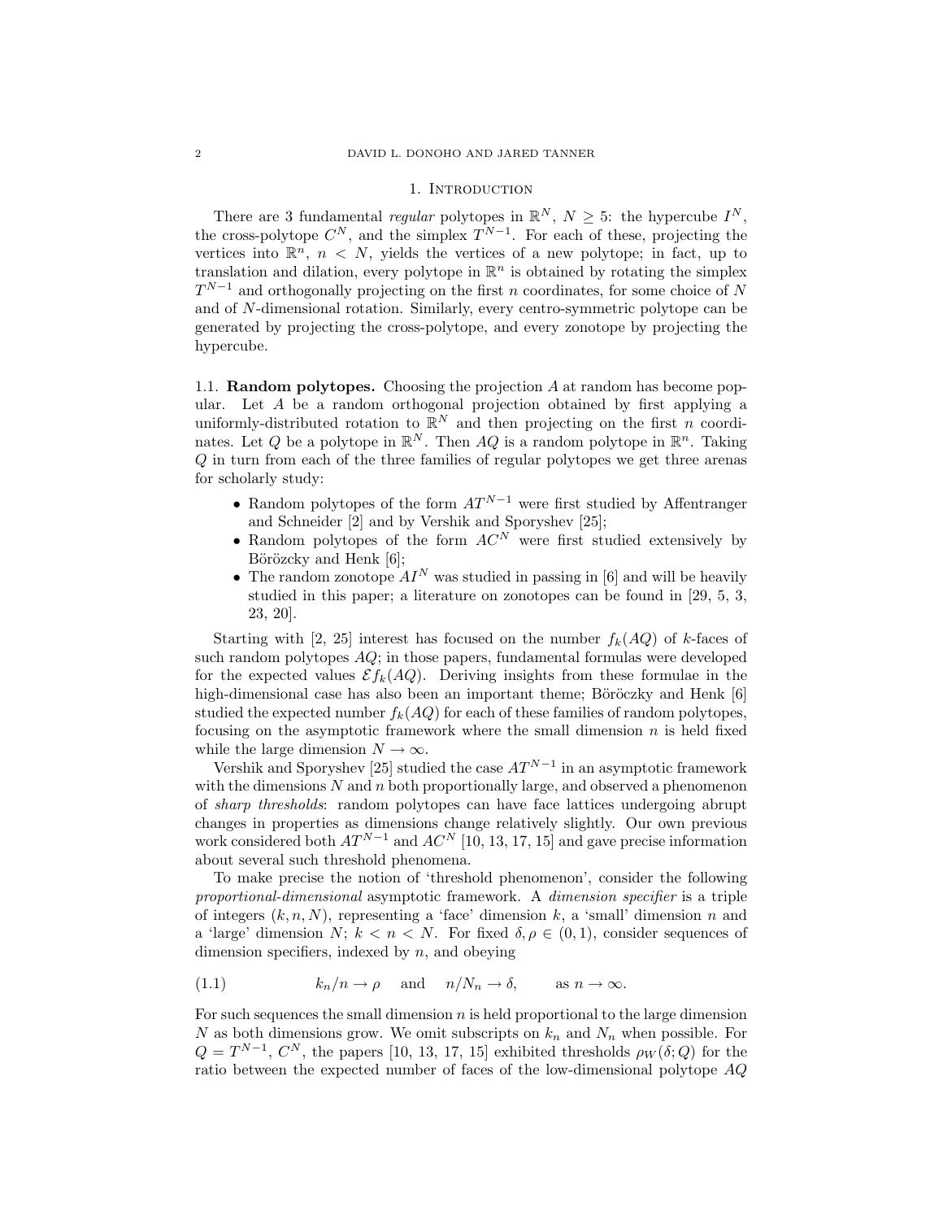## 1. Introduction

There are 3 fundamental *regular* polytopes in $\mathbb{R}^N$, $N \geq 5$: the hypercube $I^N$, the cross-polytope $C^N$, and the simplex $T^{N-1}$. For each of these, projecting the vertices into $\mathbb{R}^n$, $n < N$, yields the vertices of a new polytope; in fact, up to translation and dilation, every polytope in $\mathbb{R}^n$ is obtained by rotating the simplex $T^{N-1}$ and orthogonally projecting on the first $n$ coordinates, for some choice of $N$ and of $N$-dimensional rotation. Similarly, every centro-symmetric polytope can be generated by projecting the cross-polytope, and every zonotope by projecting the hypercube.

### 1.1. Random polytopes.

Choosing the projection $A$ at random has become popular. Let $A$ be a random orthogonal projection obtained by first applying a uniformly-distributed rotation to $\mathbb{R}^N$ and then projecting on the first $n$ coordinates. Let $Q$ be a polytope in $\mathbb{R}^N$. Then $AQ$ is a random polytope in $\mathbb{R}^n$. Taking $Q$ in turn from each of the three families of regular polytopes we get three arenas for scholarly study:

- Random polytopes of the form $AT^{N-1}$ were first studied by Affentranger and Schneider [2] and by Vershik and Sporyshev [25];
- Random polytopes of the form $AC^N$ were first studied extensively by Böröczky and Henk [6];
- The random zonotope $AI^N$ was studied in passing in [6] and will be heavily studied in this paper; a literature on zonotopes can be found in [29, 5, 3, 23, 20].

Starting with [2, 25] interest has focused on the number $f_k(AQ)$ of $k$-faces of such random polytopes $AQ$; in those papers, fundamental formulas were developed for the expected values $\mathcal{E}f_k(AQ)$. Deriving insights from these formulae in the high-dimensional case has also been an important theme; Böröczky and Henk [6] studied the expected number $f_k(AQ)$ for each of these families of random polytopes, focusing on the asymptotic framework where the small dimension $n$ is held fixed while the large dimension $N \to \infty$.

Vershik and Sporyshev [25] studied the case $AT^{N-1}$ in an asymptotic framework with the dimensions $N$ and $n$ both proportionally large, and observed a phenomenon of *sharp thresholds*: random polytopes can have face lattices undergoing abrupt changes in properties as dimensions change relatively slightly. Our own previous work considered both $AT^{N-1}$ and $AC^N$ [10, 13, 17, 15] and gave precise information about several such threshold phenomena.

To make precise the notion of 'threshold phenomenon', consider the following *proportional-dimensional* asymptotic framework. A *dimension specifier* is a triple of integers $(k, n, N)$, representing a 'face' dimension $k$, a 'small' dimension $n$ and a 'large' dimension $N$; $k < n < N$. For fixed $\delta, \rho \in (0, 1)$, consider sequences of dimension specifiers, indexed by $n$, and obeying

$$k_n/n \to \rho \quad \text{and} \quad n/N_n \to \delta, \qquad \text{as } n \to \infty. \tag{1.1}$$

For such sequences the small dimension $n$ is held proportional to the large dimension $N$ as both dimensions grow. We omit subscripts on $k_n$ and $N_n$ when possible. For $Q = T^{N-1}$, $C^N$, the papers [10, 13, 17, 15] exhibited thresholds $\rho_W(\delta; Q)$ for the ratio between the expected number of faces of the low-dimensional polytope $AQ$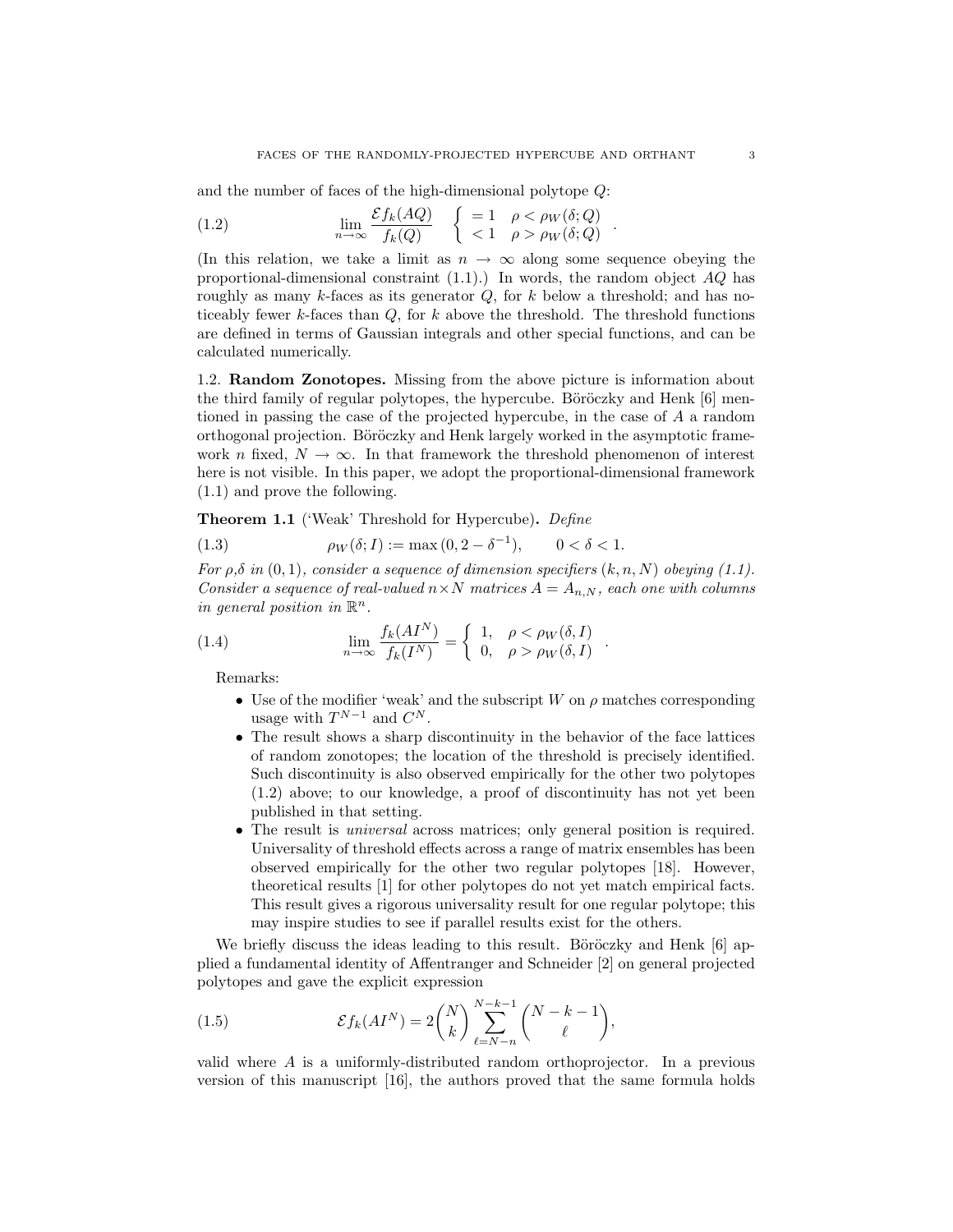and the number of faces of the high-dimensional polytope $Q$:

$$\lim_{n\to\infty} \frac{\mathcal{E} f_k(AQ)}{f_k(Q)} \quad \left\{ \begin{array}{ll} = 1 & \rho < \rho_W(\delta; Q) \\ < 1 & \rho > \rho_W(\delta; Q) \end{array} \right. . \tag{1.2}$$

(In this relation, we take a limit as $n \to \infty$ along some sequence obeying the proportional-dimensional constraint (1.1).) In words, the random object $AQ$ has roughly as many $k$-faces as its generator $Q$, for $k$ below a threshold; and has noticeably fewer $k$-faces than $Q$, for $k$ above the threshold. The threshold functions are defined in terms of Gaussian integrals and other special functions, and can be calculated numerically.

### 1.2. Random Zonotopes.

Missing from the above picture is information about the third family of regular polytopes, the hypercube. Böröczky and Henk [6] mentioned in passing the case of the projected hypercube, in the case of $A$ a random orthogonal projection. Böröczky and Henk largely worked in the asymptotic framework $n$ fixed, $N \to \infty$. In that framework the threshold phenomenon of interest here is not visible. In this paper, we adopt the proportional-dimensional framework (1.1) and prove the following.

**Theorem 1.1** ('Weak' Threshold for Hypercube)**.** *Define*

$$\rho_W(\delta; I) := \max\left(0, 2 - \delta^{-1}\right), \qquad 0 < \delta < 1. \tag{1.3}$$

*For $\rho$,$\delta$ in $(0,1)$, consider a sequence of dimension specifiers $(k,n,N)$ obeying (1.1). Consider a sequence of real-valued $n \times N$ matrices $A = A_{n,N}$, each one with columns in general position in $\mathbb{R}^n$.*

$$\lim_{n\to\infty} \frac{f_k(AI^N)}{f_k(I^N)} = \left\{ \begin{array}{ll} 1, & \rho < \rho_W(\delta, I) \\ 0, & \rho > \rho_W(\delta, I) \end{array} \right. . \tag{1.4}$$

Remarks:

- Use of the modifier 'weak' and the subscript $W$ on $\rho$ matches corresponding usage with $T^{N-1}$ and $C^N$.
- The result shows a sharp discontinuity in the behavior of the face lattices of random zonotopes; the location of the threshold is precisely identified. Such discontinuity is also observed empirically for the other two polytopes (1.2) above; to our knowledge, a proof of discontinuity has not yet been published in that setting.
- The result is *universal* across matrices; only general position is required. Universality of threshold effects across a range of matrix ensembles has been observed empirically for the other two regular polytopes [18]. However, theoretical results [1] for other polytopes do not yet match empirical facts. This result gives a rigorous universality result for one regular polytope; this may inspire studies to see if parallel results exist for the others.

We briefly discuss the ideas leading to this result. Böröczky and Henk [6] applied a fundamental identity of Affentranger and Schneider [2] on general projected polytopes and gave the explicit expression

$$\mathcal{E} f_k(AI^N) = 2\binom{N}{k} \sum_{\ell=N-n}^{N-k-1} \binom{N-k-1}{\ell}, \tag{1.5}$$

valid where $A$ is a uniformly-distributed random orthoprojector. In a previous version of this manuscript [16], the authors proved that the same formula holds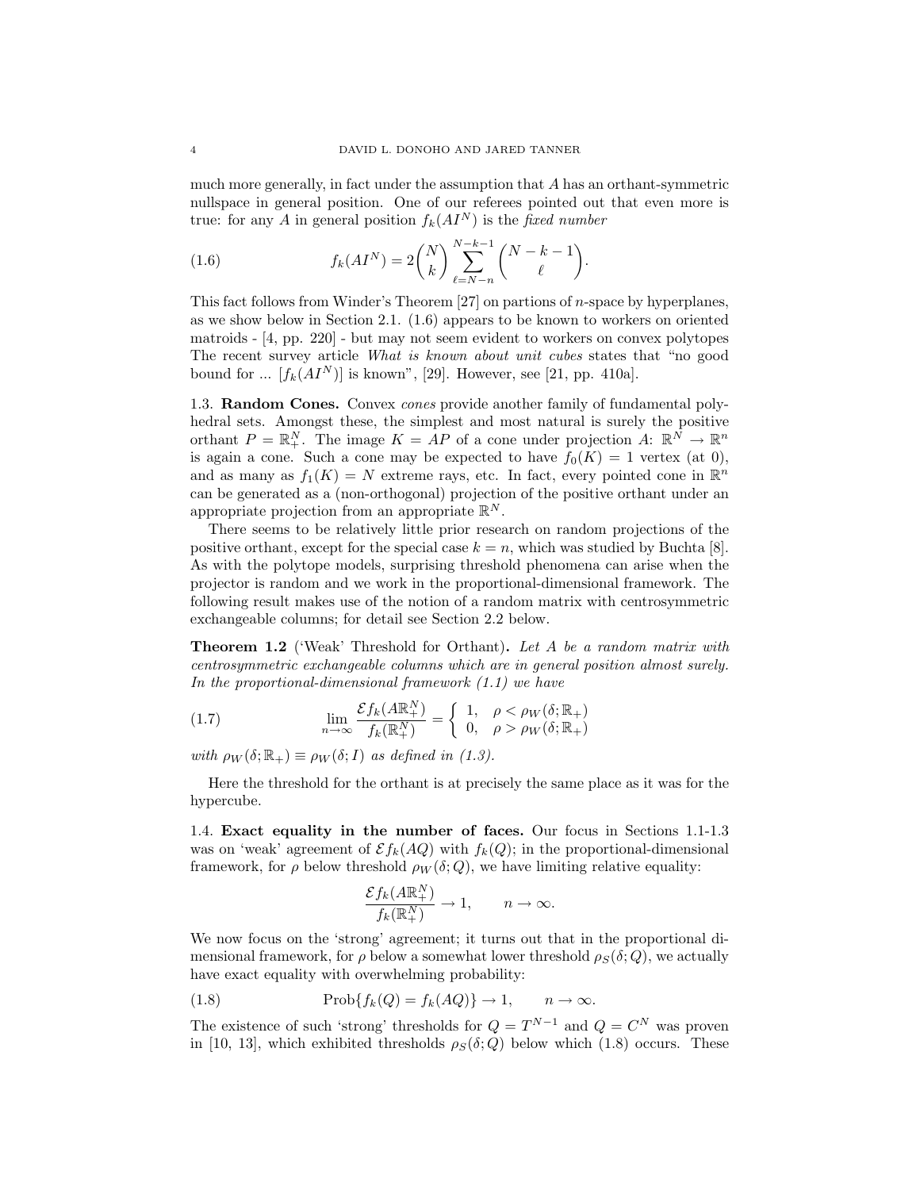much more generally, in fact under the assumption that $A$ has an orthant-symmetric nullspace in general position. One of our referees pointed out that even more is true: for any $A$ in general position $f_k(AI^N)$ is the *fixed number*

$$f_k(AI^N) = 2\binom{N}{k}\sum_{\ell=N-n}^{N-k-1}\binom{N-k-1}{\ell}. \tag{1.6}$$

This fact follows from Winder's Theorem [27] on partions of $n$-space by hyperplanes, as we show below in Section 2.1. (1.6) appears to be known to workers on oriented matroids - [4, pp. 220] - but may not seem evident to workers on convex polytopes The recent survey article *What is known about unit cubes* states that "no good bound for ... $[f_k(AI^N)]$ is known", [29]. However, see [21, pp. 410a].

### 1.3. Random Cones.

Convex *cones* provide another family of fundamental polyhedral sets. Amongst these, the simplest and most natural is surely the positive orthant $P = \mathbb{R}^N_+$. The image $K = AP$ of a cone under projection $A$: $\mathbb{R}^N \to \mathbb{R}^n$ is again a cone. Such a cone may be expected to have $f_0(K) = 1$ vertex (at 0), and as many as $f_1(K) = N$ extreme rays, etc. In fact, every pointed cone in $\mathbb{R}^n$ can be generated as a (non-orthogonal) projection of the positive orthant under an appropriate projection from an appropriate $\mathbb{R}^N$.

There seems to be relatively little prior research on random projections of the positive orthant, except for the special case $k = n$, which was studied by Buchta [8]. As with the polytope models, surprising threshold phenomena can arise when the projector is random and we work in the proportional-dimensional framework. The following result makes use of the notion of a random matrix with centrosymmetric exchangeable columns; for detail see Section 2.2 below.

**Theorem 1.2** ('Weak' Threshold for Orthant)**.** *Let $A$ be a random matrix with centrosymmetric exchangeable columns which are in general position almost surely. In the proportional-dimensional framework (1.1) we have*

$$\lim_{n\to\infty}\frac{\mathcal{E}f_k(A\mathbb{R}^N_+)}{f_k(\mathbb{R}^N_+)} = \begin{cases} 1, & \rho < \rho_W(\delta;\mathbb{R}_+) \\ 0, & \rho > \rho_W(\delta;\mathbb{R}_+) \end{cases} \tag{1.7}$$

*with $\rho_W(\delta;\mathbb{R}_+) \equiv \rho_W(\delta; I)$ as defined in (1.3).*

Here the threshold for the orthant is at precisely the same place as it was for the hypercube.

### 1.4. Exact equality in the number of faces.

Our focus in Sections 1.1-1.3 was on 'weak' agreement of $\mathcal{E}f_k(AQ)$ with $f_k(Q)$; in the proportional-dimensional framework, for $\rho$ below threshold $\rho_W(\delta; Q)$, we have limiting relative equality:

$$\frac{\mathcal{E}f_k(A\mathbb{R}^N_+)}{f_k(\mathbb{R}^N_+)} \to 1, \qquad n \to \infty.$$

We now focus on the 'strong' agreement; it turns out that in the proportional dimensional framework, for $\rho$ below a somewhat lower threshold $\rho_S(\delta; Q)$, we actually have exact equality with overwhelming probability:

$$\text{Prob}\{f_k(Q) = f_k(AQ)\} \to 1, \qquad n \to \infty. \tag{1.8}$$

The existence of such 'strong' thresholds for $Q = T^{N-1}$ and $Q = C^N$ was proven in [10, 13], which exhibited thresholds $\rho_S(\delta; Q)$ below which (1.8) occurs. These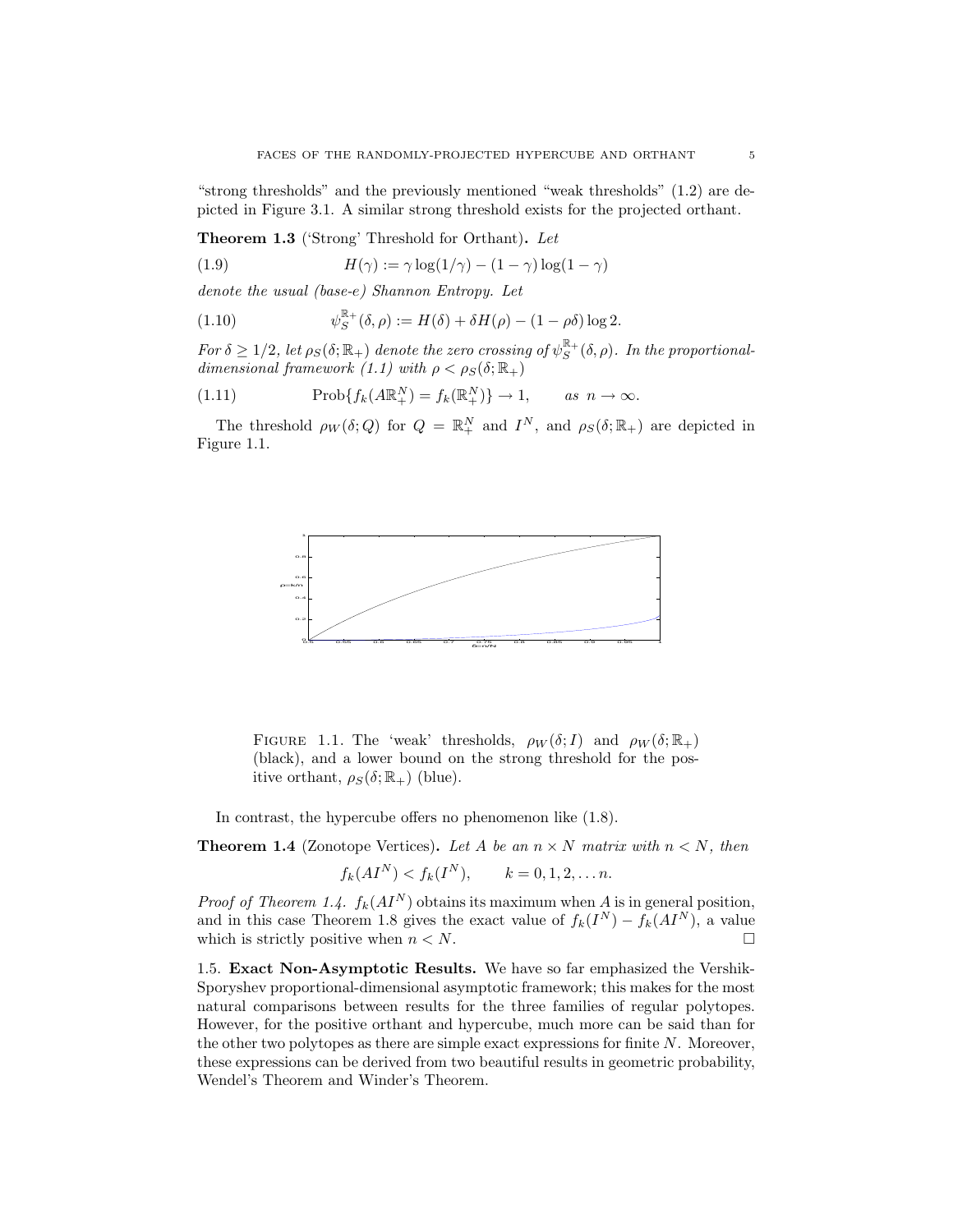"strong thresholds" and the previously mentioned "weak thresholds" (1.2) are depicted in Figure 3.1. A similar strong threshold exists for the projected orthant.

**Theorem 1.3** ('Strong' Threshold for Orthant)**.** *Let*

$$H(\gamma) := \gamma \log(1/\gamma) - (1-\gamma)\log(1-\gamma) \tag{1.9}$$

*denote the usual (base-e) Shannon Entropy. Let*

$$\psi_S^{\mathbb{R}_+}(\delta, \rho) := H(\delta) + \delta H(\rho) - (1 - \rho\delta)\log 2. \tag{1.10}$$

*For $\delta \geq 1/2$, let $\rho_S(\delta; \mathbb{R}_+)$ denote the zero crossing of $\psi_S^{\mathbb{R}_+}(\delta, \rho)$. In the proportional-dimensional framework (1.1) with $\rho < \rho_S(\delta; \mathbb{R}_+)$*

$$\text{Prob}\{f_k(A\mathbb{R}_+^N) = f_k(\mathbb{R}_+^N)\} \to 1, \qquad \text{as } n \to \infty. \tag{1.11}$$

The threshold $\rho_W(\delta; Q)$ for $Q = \mathbb{R}_+^N$ and $I^N$, and $\rho_S(\delta; \mathbb{R}_+)$ are depicted in Figure 1.1.

FIGURE 1.1. The 'weak' thresholds, $\rho_W(\delta; I)$ and $\rho_W(\delta; \mathbb{R}_+)$ (black), and a lower bound on the strong threshold for the positive orthant, $\rho_S(\delta; \mathbb{R}_+)$ (blue).

In contrast, the hypercube offers no phenomenon like (1.8).

**Theorem 1.4** (Zonotope Vertices)**.** *Let $A$ be an $n \times N$ matrix with $n < N$, then*

$$f_k(AI^N) < f_k(I^N), \qquad k = 0, 1, 2, \ldots n.$$

*Proof of Theorem 1.4.* $f_k(AI^N)$ obtains its maximum when $A$ is in general position, and in this case Theorem 1.8 gives the exact value of $f_k(I^N) - f_k(AI^N)$, a value which is strictly positive when $n < N$. □

1.5. **Exact Non-Asymptotic Results.** We have so far emphasized the Vershik-Sporyshev proportional-dimensional asymptotic framework; this makes for the most natural comparisons between results for the three families of regular polytopes. However, for the positive orthant and hypercube, much more can be said than for the other two polytopes as there are simple exact expressions for finite $N$. Moreover, these expressions can be derived from two beautiful results in geometric probability, Wendel's Theorem and Winder's Theorem.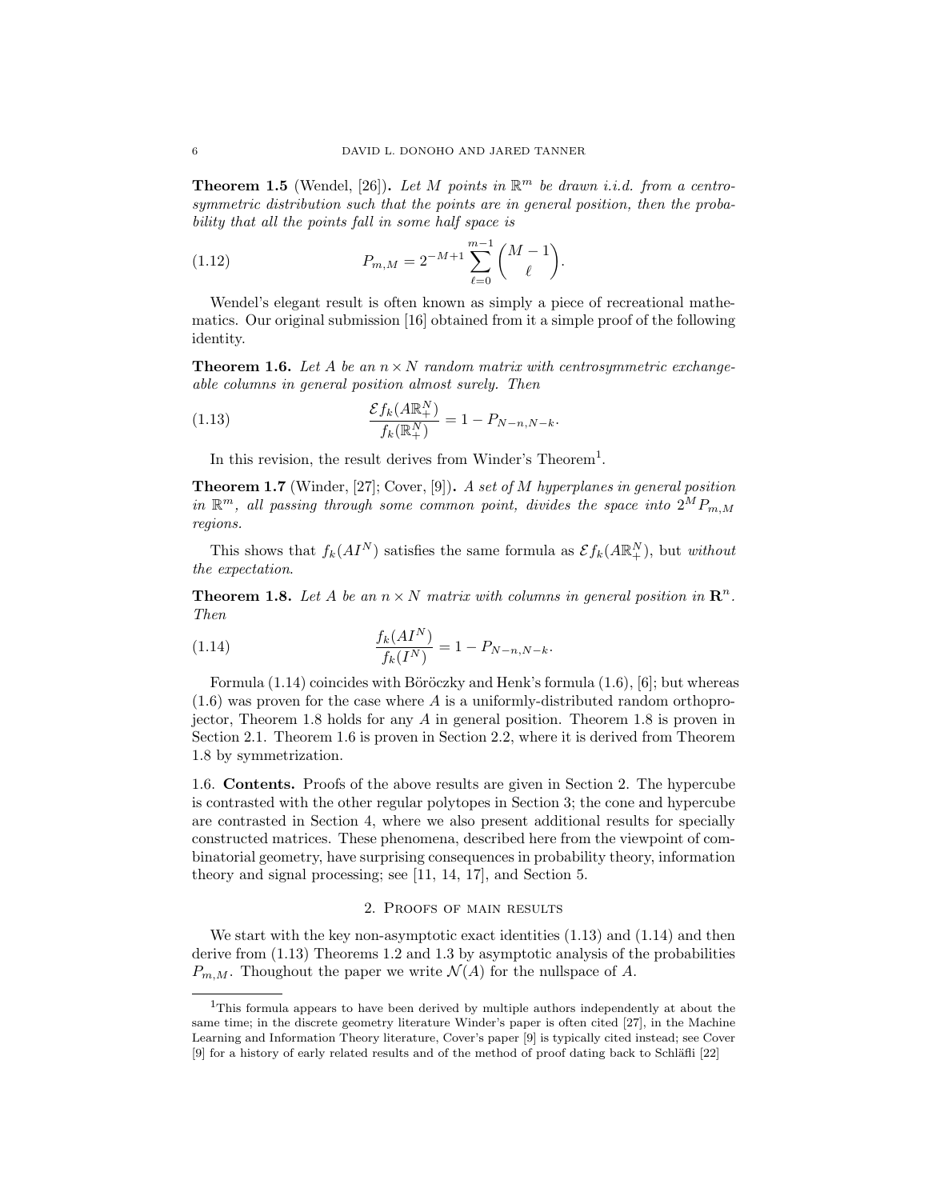**Theorem 1.5** (Wendel, [26])**.** *Let $M$ points in $\mathbb{R}^m$ be drawn i.i.d. from a centrosymmetric distribution such that the points are in general position, then the probability that all the points fall in some half space is*

$$P_{m,M} = 2^{-M+1} \sum_{\ell=0}^{m-1} \binom{M-1}{\ell}. \tag{1.12}$$

Wendel's elegant result is often known as simply a piece of recreational mathematics. Our original submission [16] obtained from it a simple proof of the following identity.

**Theorem 1.6.** *Let $A$ be an $n \times N$ random matrix with centrosymmetric exchangeable columns in general position almost surely. Then*

$$\frac{\mathcal{E} f_k(A\mathbb{R}^N_+)}{f_k(\mathbb{R}^N_+)} = 1 - P_{N-n,N-k}. \tag{1.13}$$

In this revision, the result derives from Winder's Theorem[1].

**Theorem 1.7** (Winder, [27]; Cover, [9])**.** *A set of $M$ hyperplanes in general position in $\mathbb{R}^m$, all passing through some common point, divides the space into $2^M P_{m,M}$ regions.*

This shows that $f_k(AI^N)$ satisfies the same formula as $\mathcal{E} f_k(A\mathbb{R}^N_+)$, but *without the expectation*.

**Theorem 1.8.** *Let $A$ be an $n \times N$ matrix with columns in general position in $\mathbf{R}^n$. Then*

$$\frac{f_k(AI^N)}{f_k(I^N)} = 1 - P_{N-n,N-k}. \tag{1.14}$$

Formula (1.14) coincides with Böröczky and Henk's formula (1.6), [6]; but whereas (1.6) was proven for the case where $A$ is a uniformly-distributed random orthoprojector, Theorem 1.8 holds for any $A$ in general position. Theorem 1.8 is proven in Section 2.1. Theorem 1.6 is proven in Section 2.2, where it is derived from Theorem 1.8 by symmetrization.

1.6. **Contents.** Proofs of the above results are given in Section 2. The hypercube is contrasted with the other regular polytopes in Section 3; the cone and hypercube are contrasted in Section 4, where we also present additional results for specially constructed matrices. These phenomena, described here from the viewpoint of combinatorial geometry, have surprising consequences in probability theory, information theory and signal processing; see [11, 14, 17], and Section 5.

## 2. Proofs of main results

We start with the key non-asymptotic exact identities (1.13) and (1.14) and then derive from (1.13) Theorems 1.2 and 1.3 by asymptotic analysis of the probabilities $P_{m,M}$. Thoughout the paper we write $\mathcal{N}(A)$ for the nullspace of $A$.

---

[1]This formula appears to have been derived by multiple authors independently at about the same time; in the discrete geometry literature Winder's paper is often cited [27], in the Machine Learning and Information Theory literature, Cover's paper [9] is typically cited instead; see Cover [9] for a history of early related results and of the method of proof dating back to Schläfli [22]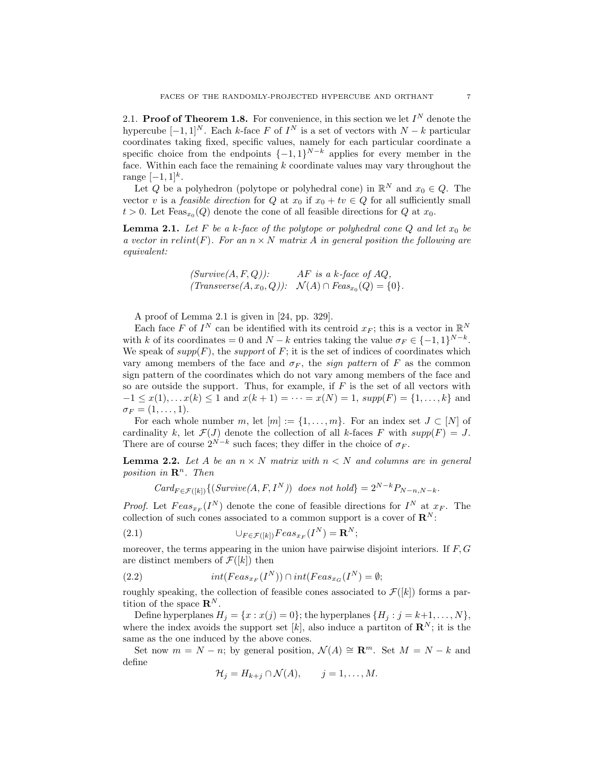### 2.1. **Proof of Theorem 1.8.**

For convenience, in this section we let $I^N$ denote the hypercube $[-1,1]^N$. Each $k$-face $F$ of $I^N$ is a set of vectors with $N-k$ particular coordinates taking fixed, specific values, namely for each particular coordinate a specific choice from the endpoints $\{-1,1\}^{N-k}$ applies for every member in the face. Within each face the remaining $k$ coordinate values may vary throughout the range $[-1,1]^k$.

Let $Q$ be a polyhedron (polytope or polyhedral cone) in $\mathbb{R}^N$ and $x_0 \in Q$. The vector $v$ is a *feasible direction* for $Q$ at $x_0$ if $x_0 + tv \in Q$ for all sufficiently small $t > 0$. Let $\text{Feas}_{x_0}(Q)$ denote the cone of all feasible directions for $Q$ at $x_0$.

**Lemma 2.1.** *Let $F$ be a $k$-face of the polytope or polyhedral cone $Q$ and let $x_0$ be a vector in relint$(F)$. For an $n \times N$ matrix $A$ in general position the following are equivalent:*

$$
\begin{array}{ll}
(\mathit{Survive}(A,F,Q)): & AF \text{ is a } k\text{-face of } AQ, \\
(\mathit{Transverse}(A,x_0,Q)): & \mathcal{N}(A) \cap \mathit{Feas}_{x_0}(Q) = \{0\}.
\end{array}
$$

A proof of Lemma 2.1 is given in [24, pp. 329].

Each face $F$ of $I^N$ can be identified with its centroid $x_F$; this is a vector in $\mathbb{R}^N$ with $k$ of its coordinates $= 0$ and $N-k$ entries taking the value $\sigma_F \in \{-1,1\}^{N-k}$. We speak of $supp(F)$, the *support* of $F$; it is the set of indices of coordinates which vary among members of the face and $\sigma_F$, the *sign pattern* of $F$ as the common sign pattern of the coordinates which do not vary among members of the face and so are outside the support. Thus, for example, if $F$ is the set of all vectors with $-1 \leq x(1), \dots x(k) \leq 1$ and $x(k+1) = \cdots = x(N) = 1$, $supp(F) = \{1,\dots,k\}$ and $\sigma_F = (1,\dots,1)$.

For each whole number $m$, let $[m] := \{1,\dots,m\}$. For an index set $J \subset [N]$ of cardinality $k$, let $\mathcal{F}(J)$ denote the collection of all $k$-faces $F$ with $supp(F) = J$. There are of course $2^{N-k}$ such faces; they differ in the choice of $\sigma_F$.

**Lemma 2.2.** *Let $A$ be an $n \times N$ matrix with $n < N$ and columns are in general position in $\mathbf{R}^n$. Then*

$$
\mathit{Card}_{F \in \mathcal{F}([k])}\{(\mathit{Survive}(A,F,I^N)) \text{ does not hold}\} = 2^{N-k} P_{N-n,N-k}.
$$

*Proof.* Let $Feas_{x_F}(I^N)$ denote the cone of feasible directions for $I^N$ at $x_F$. The collection of such cones associated to a common support is a cover of $\mathbf{R}^N$:

$$
\cup_{F \in \mathcal{F}([k])} Feas_{x_F}(I^N) = \mathbf{R}^N; \tag{2.1}
$$

moreover, the terms appearing in the union have pairwise disjoint interiors. If $F, G$ are distinct members of $\mathcal{F}([k])$ then

$$
int(Feas_{x_F}(I^N)) \cap int(Feas_{x_G}(I^N)) = \emptyset; \tag{2.2}
$$

roughly speaking, the collection of feasible cones associated to $\mathcal{F}([k])$ forms a partition of the space $\mathbf{R}^N$.

Define hyperplanes $H_j = \{x : x(j) = 0\}$; the hyperplanes $\{H_j : j = k+1,\dots,N\}$, where the index avoids the support set $[k]$, also induce a partiton of $\mathbf{R}^N$; it is the same as the one induced by the above cones.

Set now $m = N - n$; by general position, $\mathcal{N}(A) \cong \mathbf{R}^m$. Set $M = N - k$ and define

$$
\mathcal{H}_j = H_{k+j} \cap \mathcal{N}(A), \qquad j = 1,\dots,M.
$$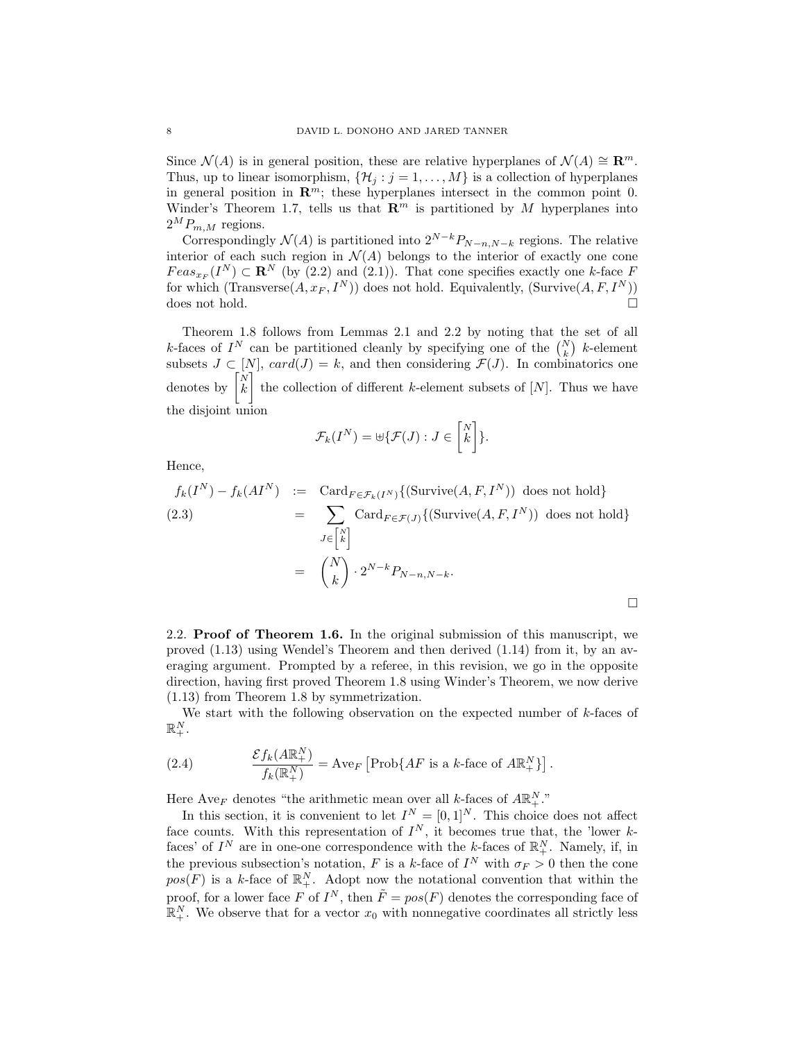Since $\mathcal{N}(A)$ is in general position, these are relative hyperplanes of $\mathcal{N}(A) \cong \mathbf{R}^m$. Thus, up to linear isomorphism, $\{\mathcal{H}_j : j = 1, \dots, M\}$ is a collection of hyperplanes in general position in $\mathbf{R}^m$; these hyperplanes intersect in the common point 0. Winder's Theorem 1.7, tells us that $\mathbf{R}^m$ is partitioned by $M$ hyperplanes into $2^M P_{m,M}$ regions.

Correspondingly $\mathcal{N}(A)$ is partitioned into $2^{N-k} P_{N-n,N-k}$ regions. The relative interior of each such region in $\mathcal{N}(A)$ belongs to the interior of exactly one cone $Feas_{x_F}(I^N) \subset \mathbf{R}^N$ (by (2.2) and (2.1)). That cone specifies exactly one $k$-face $F$ for which (Transverse$(A, x_F, I^N)$) does not hold. Equivalently, (Survive$(A, F, I^N)$) does not hold. $\square$

Theorem 1.8 follows from Lemmas 2.1 and 2.2 by noting that the set of all $k$-faces of $I^N$ can be partitioned cleanly by specifying one of the $\binom{N}{k}$ $k$-element subsets $J \subset [N]$, $card(J) = k$, and then considering $\mathcal{F}(J)$. In combinatorics one denotes by $\begin{bmatrix} N \\ k \end{bmatrix}$ the collection of different $k$-element subsets of $[N]$. Thus we have the disjoint union

$$\mathcal{F}_k(I^N) = \uplus \{\mathcal{F}(J) : J \in \begin{bmatrix} N \\ k \end{bmatrix}\}.$$

Hence,

$$
\begin{aligned}
f_k(I^N) - f_k(AI^N) \quad &:= \quad \mathrm{Card}_{F \in \mathcal{F}_k(I^N)}\{(\mathrm{Survive}(A, F, I^N)) \text{ does not hold}\} \\
&= \quad \sum_{J \in \begin{bmatrix} N \\ k \end{bmatrix}} \mathrm{Card}_{F \in \mathcal{F}(J)}\{(\mathrm{Survive}(A, F, I^N)) \text{ does not hold}\} \qquad (2.3)\\
&= \quad \binom{N}{k} \cdot 2^{N-k} P_{N-n,N-k}.
\end{aligned}
$$

$\square$

2.2. **Proof of Theorem 1.6.** In the original submission of this manuscript, we proved (1.13) using Wendel's Theorem and then derived (1.14) from it, by an averaging argument. Prompted by a referee, in this revision, we go in the opposite direction, having first proved Theorem 1.8 using Winder's Theorem, we now derive (1.13) from Theorem 1.8 by symmetrization.

We start with the following observation on the expected number of $k$-faces of $\mathbb{R}^N_+$.

$$\frac{\mathcal{E} f_k(A\mathbb{R}^N_+)}{f_k(\mathbb{R}^N_+)} = \mathrm{Ave}_F \left[ \mathrm{Prob}\{AF \text{ is a } k\text{-face of } A\mathbb{R}^N_+\} \right]. \qquad (2.4)$$

Here $\mathrm{Ave}_F$ denotes "the arithmetic mean over all $k$-faces of $A\mathbb{R}^N_+$."

In this section, it is convenient to let $I^N = [0,1]^N$. This choice does not affect face counts. With this representation of $I^N$, it becomes true that, the 'lower $k$-faces' of $I^N$ are in one-one correspondence with the $k$-faces of $\mathbb{R}^N_+$. Namely, if, in the previous subsection's notation, $F$ is a $k$-face of $I^N$ with $\sigma_F > 0$ then the cone $pos(F)$ is a $k$-face of $\mathbb{R}^N_+$. Adopt now the notational convention that within the proof, for a lower face $F$ of $I^N$, then $\tilde{F} = pos(F)$ denotes the corresponding face of $\mathbb{R}^N_+$. We observe that for a vector $x_0$ with nonnegative coordinates all strictly less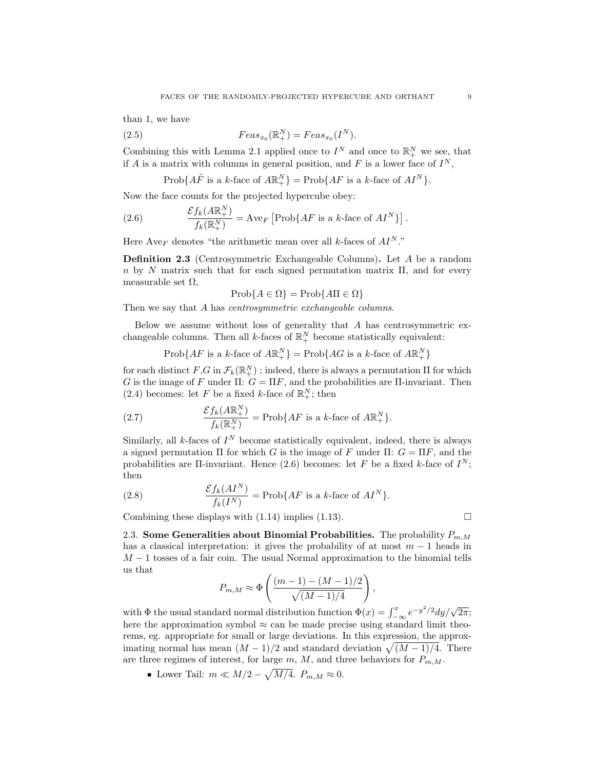than 1, we have

$$Feas_{x_0}(\mathbb{R}^N_+) = Feas_{x_0}(I^N). \tag{2.5}$$

Combining this with Lemma 2.1 applied once to $I^N$ and once to $\mathbb{R}^N_+$ we see, that if $A$ is a matrix with columns in general position, and $F$ is a lower face of $I^N$,

$$\text{Prob}\{A\tilde{F} \text{ is a } k\text{-face of } A\mathbb{R}^N_+\} = \text{Prob}\{AF \text{ is a } k\text{-face of } AI^N\}.$$

Now the face counts for the projected hypercube obey:

$$\frac{\mathcal{E} f_k(A\mathbb{R}^N_+)}{f_k(\mathbb{R}^N_+)} = \text{Ave}_F \left[ \text{Prob}\{AF \text{ is a } k\text{-face of } AI^N\} \right]. \tag{2.6}$$

Here $\text{Ave}_F$ denotes "the arithmetic mean over all $k$-faces of $AI^N$."

**Definition 2.3** (Centrosymmetric Exchangeable Columns)**.** Let $A$ be a random $n$ by $N$ matrix such that for each signed permutation matrix $\Pi$, and for every measurable set $\Omega$,

$$\text{Prob}\{A \in \Omega\} = \text{Prob}\{A\Pi \in \Omega\}$$

Then we say that $A$ has *centrosymmetric exchangeable columns*.

Below we assume without loss of generality that $A$ has centrosymmetric exchangeable columns. Then all $k$-faces of $\mathbb{R}^N_+$ become statistically equivalent:

$$\text{Prob}\{AF \text{ is a } k\text{-face of } A\mathbb{R}^N_+\} = \text{Prob}\{AG \text{ is a } k\text{-face of } A\mathbb{R}^N_+\}$$

for each distinct $F$,$G$ in $\mathcal{F}_k(\mathbb{R}^N_+)$ ; indeed, there is always a permutation $\Pi$ for which $G$ is the image of $F$ under $\Pi$: $G = \Pi F$, and the probabilities are $\Pi$-invariant. Then (2.4) becomes: let $F$ be a fixed $k$-face of $\mathbb{R}^N_+$; then

$$\frac{\mathcal{E} f_k(A\mathbb{R}^N_+)}{f_k(\mathbb{R}^N_+)} = \text{Prob}\{AF \text{ is a } k\text{-face of } A\mathbb{R}^N_+\}. \tag{2.7}$$

Similarly, all $k$-faces of $I^N$ become statistically equivalent, indeed, there is always a signed permutation $\Pi$ for which $G$ is the image of $F$ under $\Pi$: $G = \Pi F$, and the probabilities are $\Pi$-invariant. Hence (2.6) becomes: let $F$ be a fixed $k$-face of $I^N$; then

$$\frac{\mathcal{E} f_k(AI^N)}{f_k(I^N)} = \text{Prob}\{AF \text{ is a } k\text{-face of } AI^N\}. \tag{2.8}$$

Combining these displays with (1.14) implies (1.13). ∎

### 2.3. Some Generalities about Binomial Probabilities.

The probability $P_{m,M}$ has a classical interpretation: it gives the probability of at most $m-1$ heads in $M-1$ tosses of a fair coin. The usual Normal approximation to the binomial tells us that

$$P_{m,M} \approx \Phi\left( \frac{(m-1) - (M-1)/2}{\sqrt{(M-1)/4}} \right),$$

with $\Phi$ the usual standard normal distribution function $\Phi(x) = \int_{-\infty}^{x} e^{-y^2/2} dy / \sqrt{2\pi}$; here the approximation symbol $\approx$ can be made precise using standard limit theorems, eg. appropriate for small or large deviations. In this expression, the approximating normal has mean $(M-1)/2$ and standard deviation $\sqrt{(M-1)/4}$. There are three regimes of interest, for large $m$, $M$, and three behaviors for $P_{m,M}$.

- Lower Tail: $m \ll M/2 - \sqrt{M/4}$. $P_{m,M} \approx 0$.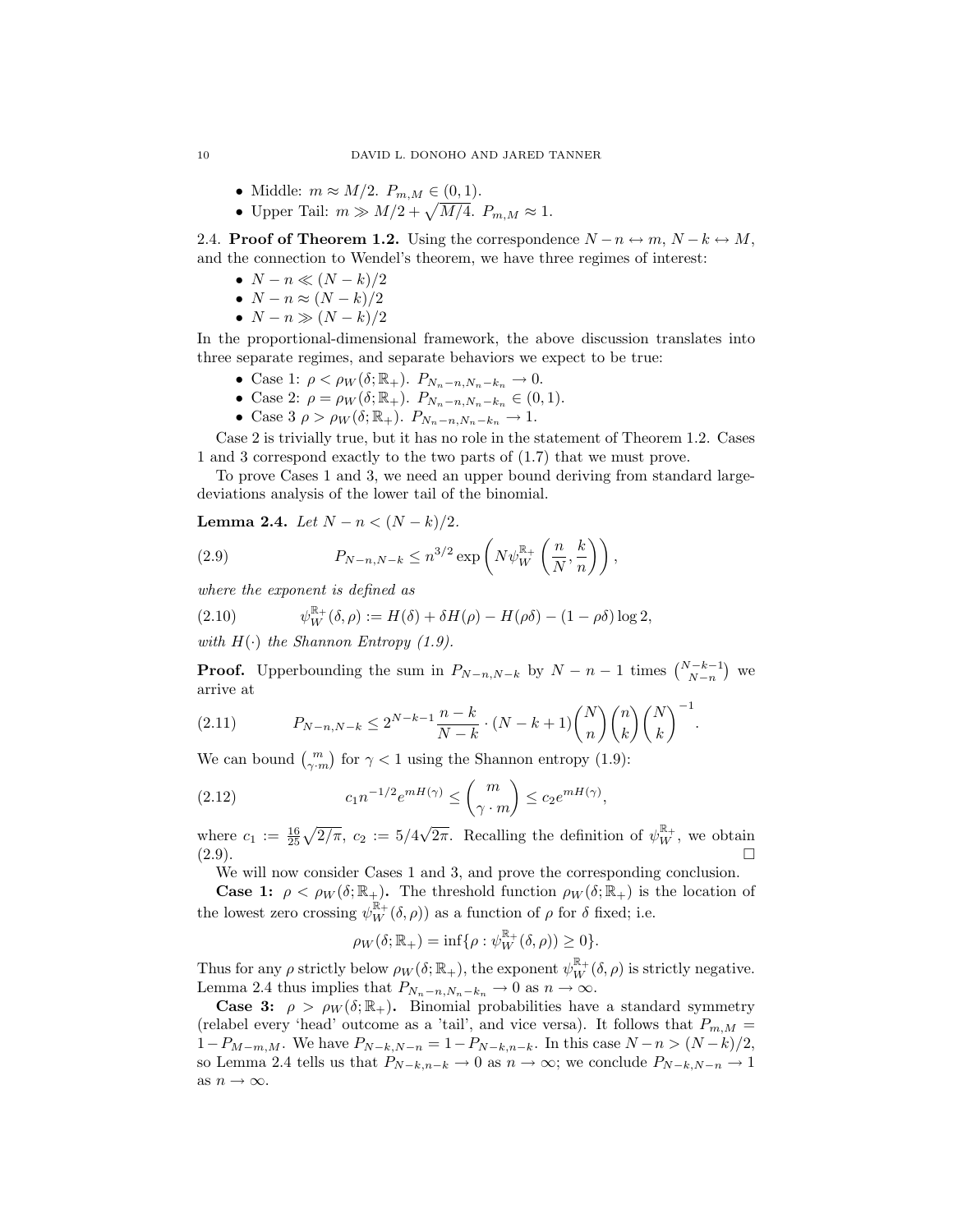- Middle: $m \approx M/2$. $P_{m,M} \in (0,1)$.
- Upper Tail: $m \gg M/2 + \sqrt{M/4}$. $P_{m,M} \approx 1$.

2.4. **Proof of Theorem 1.2.** Using the correspondence $N-n \leftrightarrow m$, $N-k \leftrightarrow M$, and the connection to Wendel's theorem, we have three regimes of interest:

- $N-n \ll (N-k)/2$
- $N-n \approx (N-k)/2$
- $N-n \gg (N-k)/2$

In the proportional-dimensional framework, the above discussion translates into three separate regimes, and separate behaviors we expect to be true:

- Case 1: $\rho < \rho_W(\delta;\mathbb{R}_+)$. $P_{N_n-n,N_n-k_n} \to 0$.
- Case 2: $\rho = \rho_W(\delta;\mathbb{R}_+)$. $P_{N_n-n,N_n-k_n} \in (0,1)$.
- Case 3 $\rho > \rho_W(\delta;\mathbb{R}_+)$. $P_{N_n-n,N_n-k_n} \to 1$.

Case 2 is trivially true, but it has no role in the statement of Theorem 1.2. Cases 1 and 3 correspond exactly to the two parts of (1.7) that we must prove.

To prove Cases 1 and 3, we need an upper bound deriving from standard large-deviations analysis of the lower tail of the binomial.

**Lemma 2.4.** *Let $N-n < (N-k)/2$.*

$$P_{N-n,N-k} \le n^{3/2}\exp\left(N\psi_W^{\mathbb{R}_+}\left(\frac{n}{N},\frac{k}{n}\right)\right), \tag{2.9}$$

*where the exponent is defined as*

$$\psi_W^{\mathbb{R}_+}(\delta,\rho) := H(\delta) + \delta H(\rho) - H(\rho\delta) - (1-\rho\delta)\log 2, \tag{2.10}$$

*with $H(\cdot)$ the Shannon Entropy (1.9).*

**Proof.** Upperbounding the sum in $P_{N-n,N-k}$ by $N-n-1$ times $\binom{N-k-1}{N-n}$ we arrive at

$$P_{N-n,N-k} \le 2^{N-k-1}\frac{n-k}{N-k}\cdot(N-k+1)\binom{N}{n}\binom{n}{k}\binom{N}{k}^{-1}. \tag{2.11}$$

We can bound $\binom{m}{\gamma\cdot m}$ for $\gamma < 1$ using the Shannon entropy (1.9):

$$c_1 n^{-1/2} e^{mH(\gamma)} \le \binom{m}{\gamma\cdot m} \le c_2 e^{mH(\gamma)}, \tag{2.12}$$

where $c_1 := \frac{16}{25}\sqrt{2/\pi}$, $c_2 := 5/4\sqrt{2\pi}$. Recalling the definition of $\psi_W^{\mathbb{R}_+}$, we obtain (2.9). $\square$

We will now consider Cases 1 and 3, and prove the corresponding conclusion.

**Case 1: $\rho < \rho_W(\delta;\mathbb{R}_+)$.** The threshold function $\rho_W(\delta;\mathbb{R}_+)$ is the location of the lowest zero crossing $\psi_W^{\mathbb{R}_+}(\delta,\rho))$ as a function of $\rho$ for $\delta$ fixed; i.e.

$$\rho_W(\delta;\mathbb{R}_+) = \inf\{\rho : \psi_W^{\mathbb{R}_+}(\delta,\rho)) \ge 0\}.$$

Thus for any $\rho$ strictly below $\rho_W(\delta;\mathbb{R}_+)$, the exponent $\psi_W^{\mathbb{R}_+}(\delta,\rho)$ is strictly negative. Lemma 2.4 thus implies that $P_{N_n-n,N_n-k_n} \to 0$ as $n \to \infty$.

**Case 3: $\rho > \rho_W(\delta;\mathbb{R}_+)$.** Binomial probabilities have a standard symmetry (relabel every 'head' outcome as a 'tail', and vice versa). It follows that $P_{m,M} = 1 - P_{M-m,M}$. We have $P_{N-k,N-n} = 1 - P_{N-k,n-k}$. In this case $N-n > (N-k)/2$, so Lemma 2.4 tells us that $P_{N-k,n-k} \to 0$ as $n \to \infty$; we conclude $P_{N-k,N-n} \to 1$ as $n \to \infty$.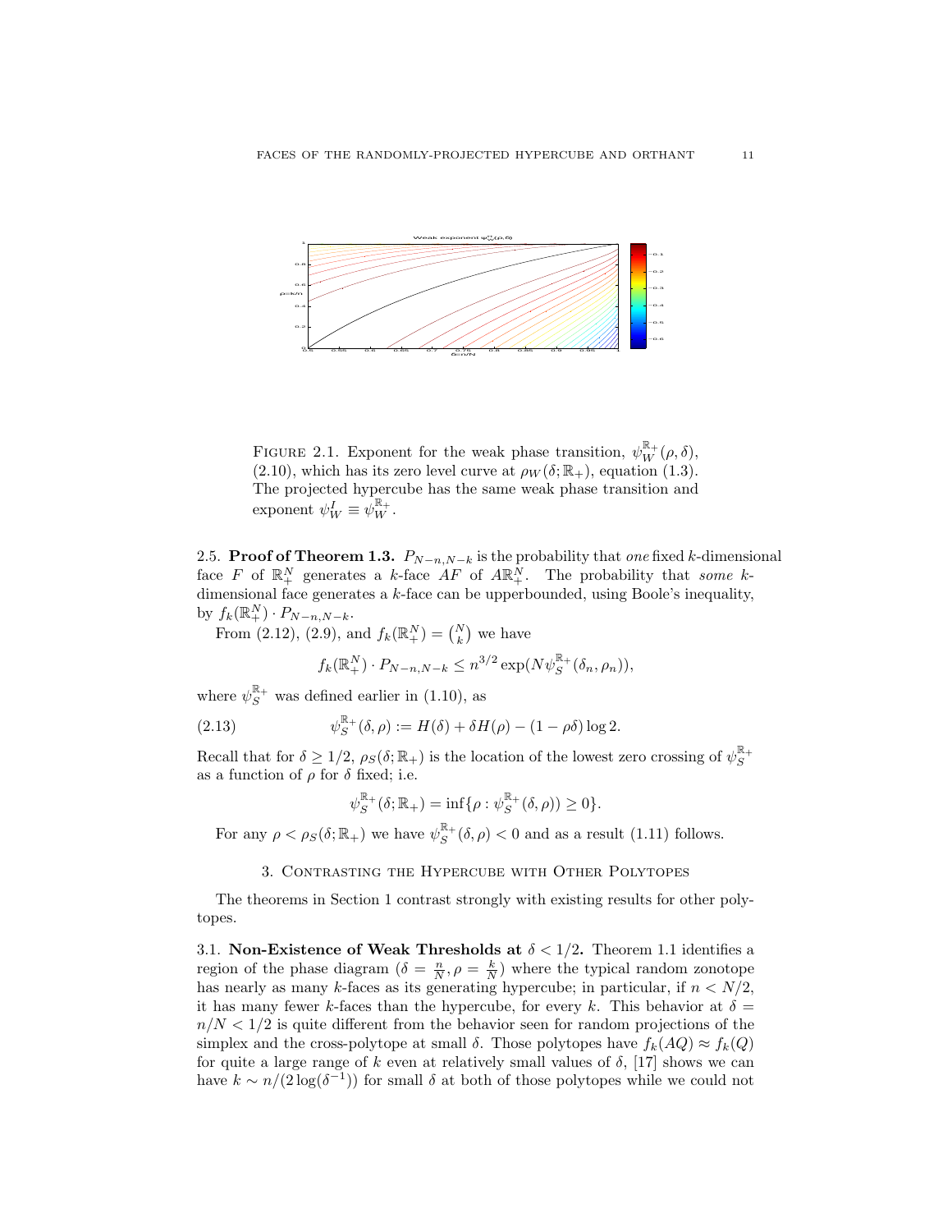FIGURE 2.1. Exponent for the weak phase transition, $\psi_W^{\mathbb{R}_+}(\rho, \delta)$, (2.10), which has its zero level curve at $\rho_W(\delta; \mathbb{R}_+)$, equation (1.3). The projected hypercube has the same weak phase transition and exponent $\psi_W^I \equiv \psi_W^{\mathbb{R}_+}$.

2.5. **Proof of Theorem 1.3.** $P_{N-n,N-k}$ is the probability that *one* fixed $k$-dimensional face $F$ of $\mathbb{R}_+^N$ generates a $k$-face $AF$ of $A\mathbb{R}_+^N$. The probability that *some* $k$-dimensional face generates a $k$-face can be upperbounded, using Boole's inequality, by $f_k(\mathbb{R}_+^N) \cdot P_{N-n,N-k}$.

From (2.12), (2.9), and $f_k(\mathbb{R}_+^N) = \binom{N}{k}$ we have

$$f_k(\mathbb{R}_+^N) \cdot P_{N-n,N-k} \leq n^{3/2} \exp(N \psi_S^{\mathbb{R}_+}(\delta_n, \rho_n)),$$

where $\psi_S^{\mathbb{R}_+}$ was defined earlier in (1.10), as

$$\psi_S^{\mathbb{R}_+}(\delta, \rho) := H(\delta) + \delta H(\rho) - (1 - \rho\delta) \log 2. \tag{2.13}$$

Recall that for $\delta \geq 1/2$, $\rho_S(\delta; \mathbb{R}_+)$ is the location of the lowest zero crossing of $\psi_S^{\mathbb{R}_+}$ as a function of $\rho$ for $\delta$ fixed; i.e.

$$\psi_S^{\mathbb{R}_+}(\delta; \mathbb{R}_+) = \inf\{\rho : \psi_S^{\mathbb{R}_+}(\delta, \rho)) \geq 0\}.$$

For any $\rho < \rho_S(\delta; \mathbb{R}_+)$ we have $\psi_S^{\mathbb{R}_+}(\delta, \rho) < 0$ and as a result (1.11) follows.

## 3. Contrasting the Hypercube with Other Polytopes

The theorems in Section 1 contrast strongly with existing results for other polytopes.

3.1. **Non-Existence of Weak Thresholds at $\delta < 1/2$.** Theorem 1.1 identifies a region of the phase diagram ($\delta = \frac{n}{N}, \rho = \frac{k}{N}$) where the typical random zonotope has nearly as many $k$-faces as its generating hypercube; in particular, if $n < N/2$, it has many fewer $k$-faces than the hypercube, for every $k$. This behavior at $\delta = n/N < 1/2$ is quite different from the behavior seen for random projections of the simplex and the cross-polytope at small $\delta$. Those polytopes have $f_k(AQ) \approx f_k(Q)$ for quite a large range of $k$ even at relatively small values of $\delta$, [17] shows we can have $k \sim n/(2\log(\delta^{-1}))$ for small $\delta$ at both of those polytopes while we could not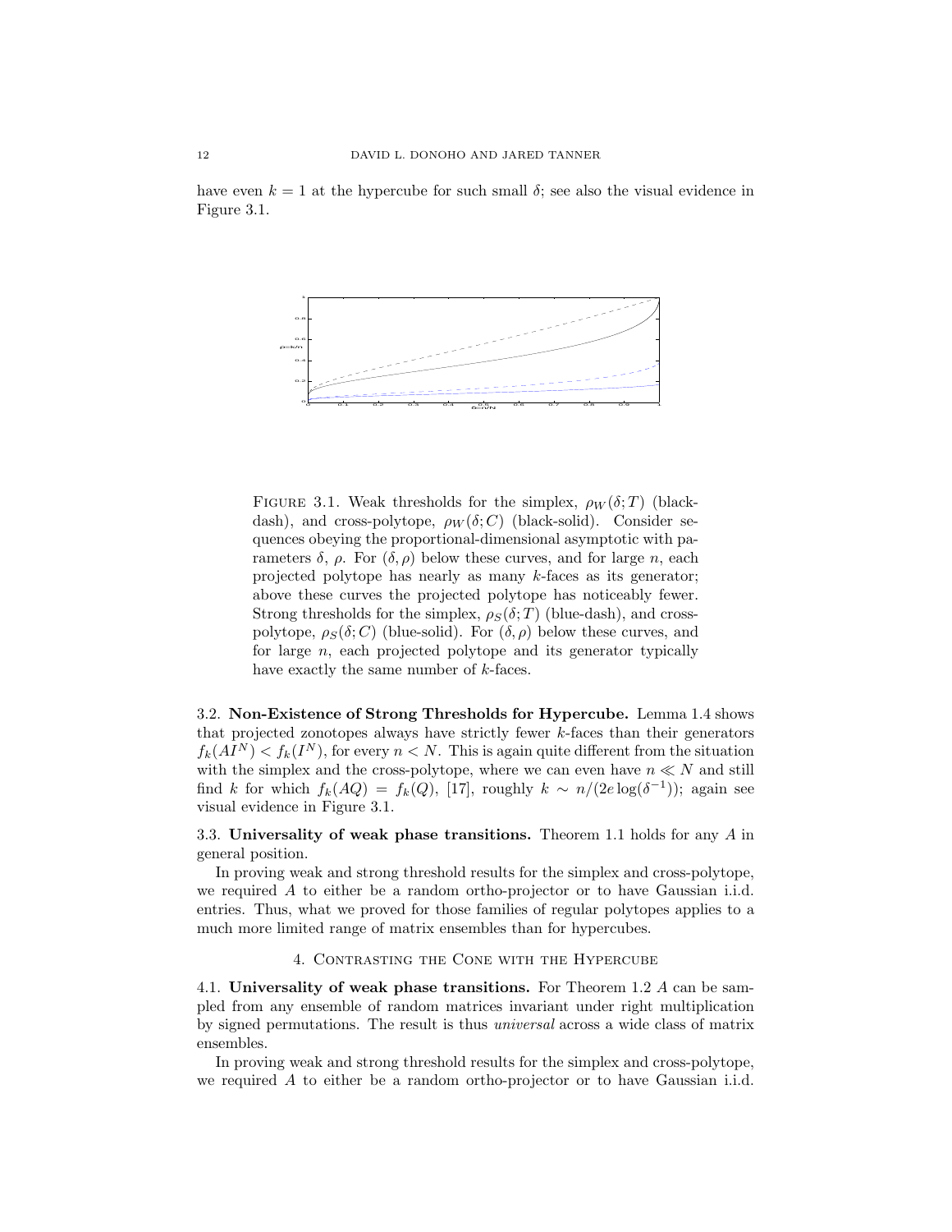have even $k = 1$ at the hypercube for such small $\delta$; see also the visual evidence in Figure 3.1.

FIGURE 3.1. Weak thresholds for the simplex, $\rho_W(\delta; T)$ (black-dash), and cross-polytope, $\rho_W(\delta; C)$ (black-solid). Consider sequences obeying the proportional-dimensional asymptotic with parameters $\delta$, $\rho$. For $(\delta, \rho)$ below these curves, and for large $n$, each projected polytope has nearly as many $k$-faces as its generator; above these curves the projected polytope has noticeably fewer. Strong thresholds for the simplex, $\rho_S(\delta; T)$ (blue-dash), and cross-polytope, $\rho_S(\delta; C)$ (blue-solid). For $(\delta, \rho)$ below these curves, and for large $n$, each projected polytope and its generator typically have exactly the same number of $k$-faces.

3.2. **Non-Existence of Strong Thresholds for Hypercube.** Lemma 1.4 shows that projected zonotopes always have strictly fewer $k$-faces than their generators $f_k(AI^N) < f_k(I^N)$, for every $n < N$. This is again quite different from the situation with the simplex and the cross-polytope, where we can even have $n \ll N$ and still find $k$ for which $f_k(AQ) = f_k(Q)$, [17], roughly $k \sim n/(2e \log(\delta^{-1}))$; again see visual evidence in Figure 3.1.

3.3. **Universality of weak phase transitions.** Theorem 1.1 holds for any $A$ in general position.

In proving weak and strong threshold results for the simplex and cross-polytope, we required $A$ to either be a random ortho-projector or to have Gaussian i.i.d. entries. Thus, what we proved for those families of regular polytopes applies to a much more limited range of matrix ensembles than for hypercubes.

## 4. Contrasting the Cone with the Hypercube

4.1. **Universality of weak phase transitions.** For Theorem 1.2 $A$ can be sampled from any ensemble of random matrices invariant under right multiplication by signed permutations. The result is thus *universal* across a wide class of matrix ensembles.

In proving weak and strong threshold results for the simplex and cross-polytope, we required $A$ to either be a random ortho-projector or to have Gaussian i.i.d.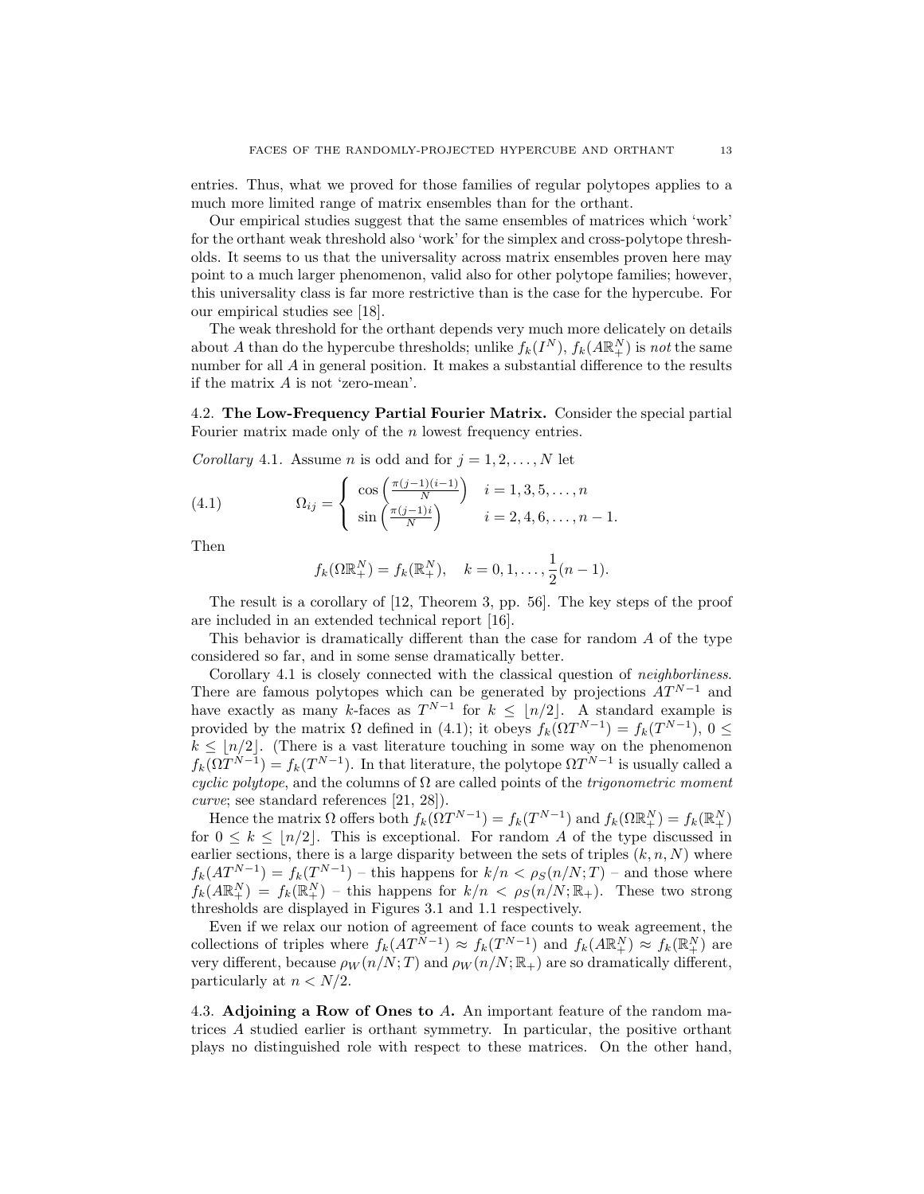entries. Thus, what we proved for those families of regular polytopes applies to a much more limited range of matrix ensembles than for the orthant.

Our empirical studies suggest that the same ensembles of matrices which 'work' for the orthant weak threshold also 'work' for the simplex and cross-polytope thresholds. It seems to us that the universality across matrix ensembles proven here may point to a much larger phenomenon, valid also for other polytope families; however, this universality class is far more restrictive than is the case for the hypercube. For our empirical studies see [18].

The weak threshold for the orthant depends very much more delicately on details about $A$ than do the hypercube thresholds; unlike $f_k(I^N)$, $f_k(A\mathbb{R}^N_+)$ is *not* the same number for all $A$ in general position. It makes a substantial difference to the results if the matrix $A$ is not 'zero-mean'.

### 4.2. **The Low-Frequency Partial Fourier Matrix.**

Consider the special partial Fourier matrix made only of the $n$ lowest frequency entries.

*Corollary* 4.1. Assume $n$ is odd and for $j = 1, 2, \dots, N$ let

$$\Omega_{ij} = \begin{cases} \cos\left(\frac{\pi(j-1)(i-1)}{N}\right) & i = 1, 3, 5, \dots, n \\ \sin\left(\frac{\pi(j-1)i}{N}\right) & i = 2, 4, 6, \dots, n-1. \end{cases} \tag{4.1}$$

Then

$$f_k(\Omega\mathbb{R}^N_+) = f_k(\mathbb{R}^N_+), \quad k = 0, 1, \dots, \frac{1}{2}(n-1).$$

The result is a corollary of [12, Theorem 3, pp. 56]. The key steps of the proof are included in an extended technical report [16].

This behavior is dramatically different than the case for random $A$ of the type considered so far, and in some sense dramatically better.

Corollary 4.1 is closely connected with the classical question of *neighborliness*. There are famous polytopes which can be generated by projections $AT^{N-1}$ and have exactly as many $k$-faces as $T^{N-1}$ for $k \le \lfloor n/2 \rfloor$. A standard example is provided by the matrix $\Omega$ defined in (4.1); it obeys $f_k(\Omega T^{N-1}) = f_k(T^{N-1})$, $0 \le k \le \lfloor n/2 \rfloor$. (There is a vast literature touching in some way on the phenomenon $f_k(\Omega T^{N-1}) = f_k(T^{N-1})$. In that literature, the polytope $\Omega T^{N-1}$ is usually called a *cyclic polytope*, and the columns of $\Omega$ are called points of the *trigonometric moment curve*; see standard references [21, 28]).

Hence the matrix $\Omega$ offers both $f_k(\Omega T^{N-1}) = f_k(T^{N-1})$ and $f_k(\Omega\mathbb{R}^N_+) = f_k(\mathbb{R}^N_+)$ for $0 \le k \le \lfloor n/2 \rfloor$. This is exceptional. For random $A$ of the type discussed in earlier sections, there is a large disparity between the sets of triples $(k, n, N)$ where $f_k(AT^{N-1}) = f_k(T^{N-1})$ – this happens for $k/n < \rho_S(n/N; T)$ – and those where $f_k(A\mathbb{R}^N_+) = f_k(\mathbb{R}^N_+)$ – this happens for $k/n < \rho_S(n/N; \mathbb{R}_+)$. These two strong thresholds are displayed in Figures 3.1 and 1.1 respectively.

Even if we relax our notion of agreement of face counts to weak agreement, the collections of triples where $f_k(AT^{N-1}) \approx f_k(T^{N-1})$ and $f_k(A\mathbb{R}^N_+) \approx f_k(\mathbb{R}^N_+)$ are very different, because $\rho_W(n/N; T)$ and $\rho_W(n/N; \mathbb{R}_+)$ are so dramatically different, particularly at $n < N/2$.

### 4.3. **Adjoining a Row of Ones to $A$.**

An important feature of the random matrices $A$ studied earlier is orthant symmetry. In particular, the positive orthant plays no distinguished role with respect to these matrices. On the other hand,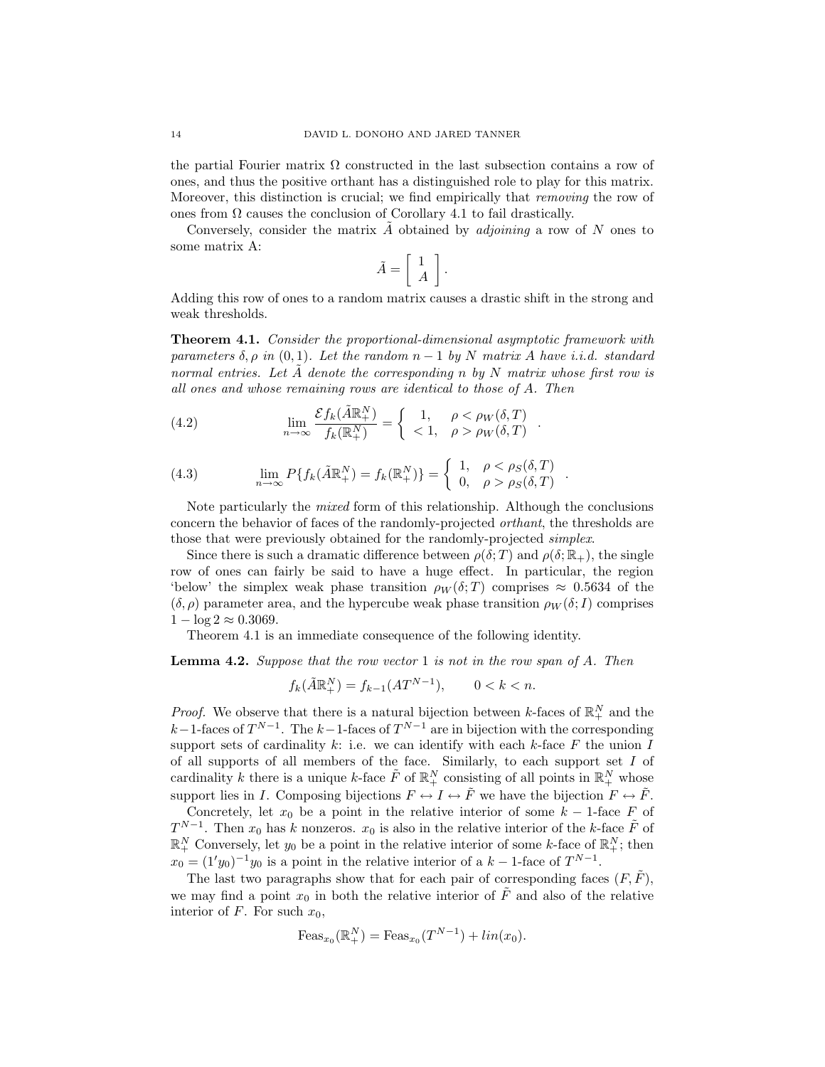the partial Fourier matrix $\Omega$ constructed in the last subsection contains a row of ones, and thus the positive orthant has a distinguished role to play for this matrix. Moreover, this distinction is crucial; we find empirically that *removing* the row of ones from $\Omega$ causes the conclusion of Corollary 4.1 to fail drastically.

Conversely, consider the matrix $\tilde{A}$ obtained by *adjoining* a row of $N$ ones to some matrix A:

$$\tilde{A} = \left[ \begin{array}{c} 1 \\ A \end{array} \right].$$

Adding this row of ones to a random matrix causes a drastic shift in the strong and weak thresholds.

**Theorem 4.1.** *Consider the proportional-dimensional asymptotic framework with parameters $\delta, \rho$ in $(0,1)$. Let the random $n-1$ by $N$ matrix $A$ have i.i.d. standard normal entries. Let $\tilde{A}$ denote the corresponding $n$ by $N$ matrix whose first row is all ones and whose remaining rows are identical to those of $A$. Then*

$$\lim_{n\to\infty} \frac{\mathcal{E} f_k(\tilde{A}\mathbb{R}^N_+)}{f_k(\mathbb{R}^N_+)} = \left\{ \begin{array}{ll} 1, & \rho < \rho_W(\delta, T) \\ < 1, & \rho > \rho_W(\delta, T) \end{array} \right. . \tag{4.2}$$

$$\lim_{n\to\infty} P\{f_k(\tilde{A}\mathbb{R}^N_+) = f_k(\mathbb{R}^N_+)\} = \left\{ \begin{array}{ll} 1, & \rho < \rho_S(\delta, T) \\ 0, & \rho > \rho_S(\delta, T) \end{array} \right. . \tag{4.3}$$

Note particularly the *mixed* form of this relationship. Although the conclusions concern the behavior of faces of the randomly-projected *orthant*, the thresholds are those that were previously obtained for the randomly-projected *simplex*.

Since there is such a dramatic difference between $\rho(\delta; T)$ and $\rho(\delta; \mathbb{R}_+)$, the single row of ones can fairly be said to have a huge effect. In particular, the region 'below' the simplex weak phase transition $\rho_W(\delta; T)$ comprises $\approx 0.5634$ of the $(\delta, \rho)$ parameter area, and the hypercube weak phase transition $\rho_W(\delta; I)$ comprises $1 - \log 2 \approx 0.3069$.

Theorem 4.1 is an immediate consequence of the following identity.

**Lemma 4.2.** *Suppose that the row vector $1$ is not in the row span of $A$. Then*

$$f_k(\tilde{A}\mathbb{R}^N_+) = f_{k-1}(AT^{N-1}), \qquad 0 < k < n.$$

*Proof.* We observe that there is a natural bijection between $k$-faces of $\mathbb{R}^N_+$ and the $k-1$-faces of $T^{N-1}$. The $k-1$-faces of $T^{N-1}$ are in bijection with the corresponding support sets of cardinality $k$: i.e. we can identify with each $k$-face $F$ the union $I$ of all supports of all members of the face. Similarly, to each support set $I$ of cardinality $k$ there is a unique $k$-face $\tilde{F}$ of $\mathbb{R}^N_+$ consisting of all points in $\mathbb{R}^N_+$ whose support lies in $I$. Composing bijections $F \leftrightarrow I \leftrightarrow \tilde{F}$ we have the bijection $F \leftrightarrow \tilde{F}$.

Concretely, let $x_0$ be a point in the relative interior of some $k-1$-face $F$ of $T^{N-1}$. Then $x_0$ has $k$ nonzeros. $x_0$ is also in the relative interior of the $k$-face $\tilde{F}$ of $\mathbb{R}^N_+$ Conversely, let $y_0$ be a point in the relative interior of some $k$-face of $\mathbb{R}^N_+$; then $x_0 = (1'y_0)^{-1}y_0$ is a point in the relative interior of a $k-1$-face of $T^{N-1}$.

The last two paragraphs show that for each pair of corresponding faces $(F, \tilde{F})$, we may find a point $x_0$ in both the relative interior of $\tilde{F}$ and also of the relative interior of $F$. For such $x_0$,

$$\mathrm{Feas}_{x_0}(\mathbb{R}^N_+) = \mathrm{Feas}_{x_0}(T^{N-1}) + lin(x_0).$$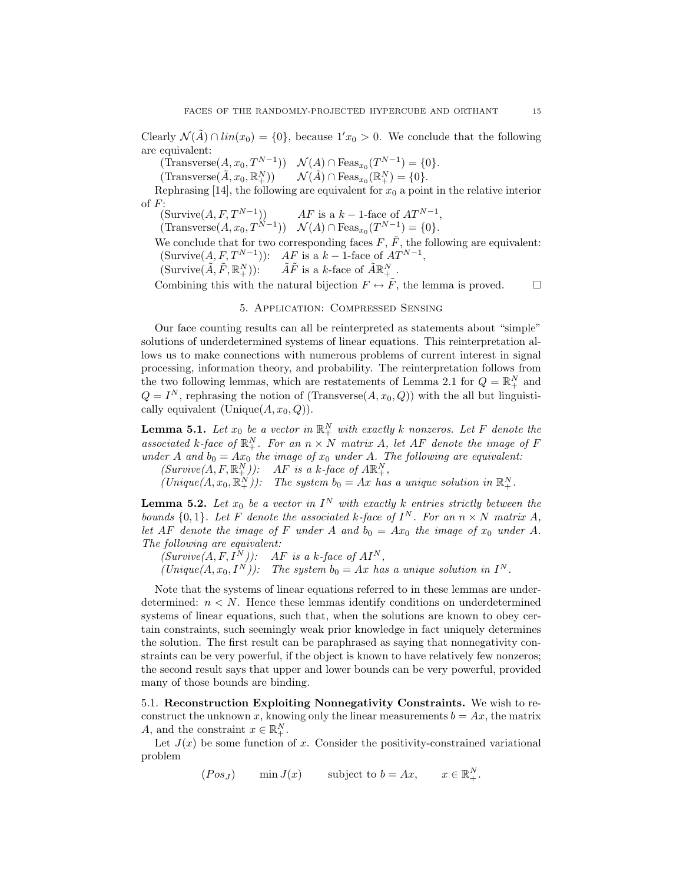Clearly $\mathcal{N}(\tilde{A}) \cap lin(x_0) = \{0\}$, because $1'x_0 > 0$. We conclude that the following are equivalent:

(Transverse$(A, x_0, T^{N-1})$) $\quad \mathcal{N}(A) \cap \text{Feas}_{x_0}(T^{N-1}) = \{0\}$.

(Transverse$(\tilde{A}, x_0, \mathbb{R}^N_+)$) $\quad \mathcal{N}(\tilde{A}) \cap \text{Feas}_{x_0}(\mathbb{R}^N_+) = \{0\}$.

Rephrasing [14], the following are equivalent for $x_0$ a point in the relative interior of $F$:

(Survive$(A, F, T^{N-1})$) $\quad AF$ is a $k-1$-face of $AT^{N-1}$,

(Transverse$(A, x_0, T^{N-1})$) $\quad \mathcal{N}(A) \cap \text{Feas}_{x_0}(T^{N-1}) = \{0\}$.

We conclude that for two corresponding faces $F$, $\tilde{F}$, the following are equivalent:

(Survive$(A, F, T^{N-1})$): $\quad AF$ is a $k-1$-face of $AT^{N-1}$,

(Survive$(\tilde{A}, \tilde{F}, \mathbb{R}^N_+)$): $\quad \tilde{A}\tilde{F}$ is a $k$-face of $\tilde{A}\mathbb{R}^N_+$.

Combining this with the natural bijection $F \leftrightarrow \tilde{F}$, the lemma is proved. $\square$

## 5. Application: Compressed Sensing

Our face counting results can all be reinterpreted as statements about "simple" solutions of underdetermined systems of linear equations. This reinterpretation allows us to make connections with numerous problems of current interest in signal processing, information theory, and probability. The reinterpretation follows from the two following lemmas, which are restatements of Lemma 2.1 for $Q = \mathbb{R}^N_+$ and $Q = I^N$, rephrasing the notion of (Transverse$(A, x_0, Q)$) with the all but linguistically equivalent (Unique$(A, x_0, Q)$).

**Lemma 5.1.** *Let $x_0$ be a vector in $\mathbb{R}^N_+$ with exactly $k$ nonzeros. Let $F$ denote the associated $k$-face of $\mathbb{R}^N_+$. For an $n \times N$ matrix $A$, let $AF$ denote the image of $F$ under $A$ and $b_0 = Ax_0$ the image of $x_0$ under $A$. The following are equivalent:*

*(Survive$(A, F, \mathbb{R}^N_+)$): $\quad AF$ is a $k$-face of $A\mathbb{R}^N_+$,*

*(Unique$(A, x_0, \mathbb{R}^N_+)$): $\quad$ The system $b_0 = Ax$ has a unique solution in $\mathbb{R}^N_+$.*

**Lemma 5.2.** *Let $x_0$ be a vector in $I^N$ with exactly $k$ entries strictly between the bounds $\{0, 1\}$. Let $F$ denote the associated $k$-face of $I^N$. For an $n \times N$ matrix $A$, let $AF$ denote the image of $F$ under $A$ and $b_0 = Ax_0$ the image of $x_0$ under $A$. The following are equivalent:*

*(Survive$(A, F, I^N)$): $\quad AF$ is a $k$-face of $AI^N$,*

*(Unique$(A, x_0, I^N)$): $\quad$ The system $b_0 = Ax$ has a unique solution in $I^N$.*

Note that the systems of linear equations referred to in these lemmas are underdetermined: $n < N$. Hence these lemmas identify conditions on underdetermined systems of linear equations, such that, when the solutions are known to obey certain constraints, such seemingly weak prior knowledge in fact uniquely determines the solution. The first result can be paraphrased as saying that nonnegativity constraints can be very powerful, if the object is known to have relatively few nonzeros; the second result says that upper and lower bounds can be very powerful, provided many of those bounds are binding.

### 5.1. Reconstruction Exploiting Nonnegativity Constraints.

We wish to reconstruct the unknown $x$, knowing only the linear measurements $b = Ax$, the matrix $A$, and the constraint $x \in \mathbb{R}^N_+$.

Let $J(x)$ be some function of $x$. Consider the positivity-constrained variational problem

$$(Pos_J) \qquad \min J(x) \qquad \text{subject to } b = Ax, \qquad x \in \mathbb{R}^N_+.$$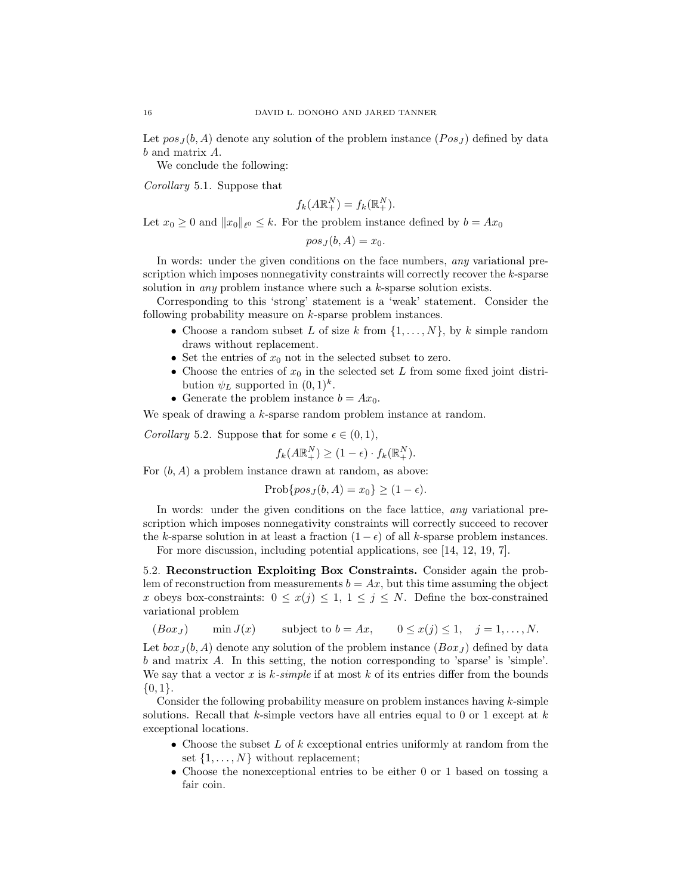Let $pos_J(b, A)$ denote any solution of the problem instance $(Pos_J)$ defined by data $b$ and matrix $A$.

We conclude the following:

*Corollary* 5.1. Suppose that

$$f_k(A\mathbb{R}^N_+) = f_k(\mathbb{R}^N_+).$$

Let $x_0 \geq 0$ and $\|x_0\|_{\ell^0} \leq k$. For the problem instance defined by $b = Ax_0$

$$pos_J(b, A) = x_0.$$

In words: under the given conditions on the face numbers, *any* variational prescription which imposes nonnegativity constraints will correctly recover the $k$-sparse solution in *any* problem instance where such a $k$-sparse solution exists.

Corresponding to this 'strong' statement is a 'weak' statement. Consider the following probability measure on $k$-sparse problem instances.

- Choose a random subset $L$ of size $k$ from $\{1, \dots, N\}$, by $k$ simple random draws without replacement.
- Set the entries of $x_0$ not in the selected subset to zero.
- Choose the entries of $x_0$ in the selected set $L$ from some fixed joint distribution $\psi_L$ supported in $(0, 1)^k$.
- Generate the problem instance $b = Ax_0$.

We speak of drawing a $k$-sparse random problem instance at random.

*Corollary* 5.2. Suppose that for some $\epsilon \in (0, 1)$,

$$f_k(A\mathbb{R}^N_+) \geq (1 - \epsilon) \cdot f_k(\mathbb{R}^N_+).$$

For $(b, A)$ a problem instance drawn at random, as above:

$$\text{Prob}\{pos_J(b, A) = x_0\} \geq (1 - \epsilon).$$

In words: under the given conditions on the face lattice, *any* variational prescription which imposes nonnegativity constraints will correctly succeed to recover the $k$-sparse solution in at least a fraction $(1 - \epsilon)$ of all $k$-sparse problem instances.

For more discussion, including potential applications, see [14, 12, 19, 7].

### 5.2. Reconstruction Exploiting Box Constraints.

Consider again the problem of reconstruction from measurements $b = Ax$, but this time assuming the object $x$ obeys box-constraints: $0 \leq x(j) \leq 1$, $1 \leq j \leq N$. Define the box-constrained variational problem

$$(Box_J) \qquad \min J(x) \qquad \text{subject to } b = Ax, \qquad 0 \leq x(j) \leq 1, \quad j = 1, \dots, N.$$

Let $box_J(b, A)$ denote any solution of the problem instance $(Box_J)$ defined by data $b$ and matrix $A$. In this setting, the notion corresponding to 'sparse' is 'simple'. We say that a vector $x$ is *$k$-simple* if at most $k$ of its entries differ from the bounds $\{0, 1\}$.

Consider the following probability measure on problem instances having $k$-simple solutions. Recall that $k$-simple vectors have all entries equal to 0 or 1 except at $k$ exceptional locations.

- Choose the subset $L$ of $k$ exceptional entries uniformly at random from the set $\{1, \dots, N\}$ without replacement;
- Choose the nonexceptional entries to be either 0 or 1 based on tossing a fair coin.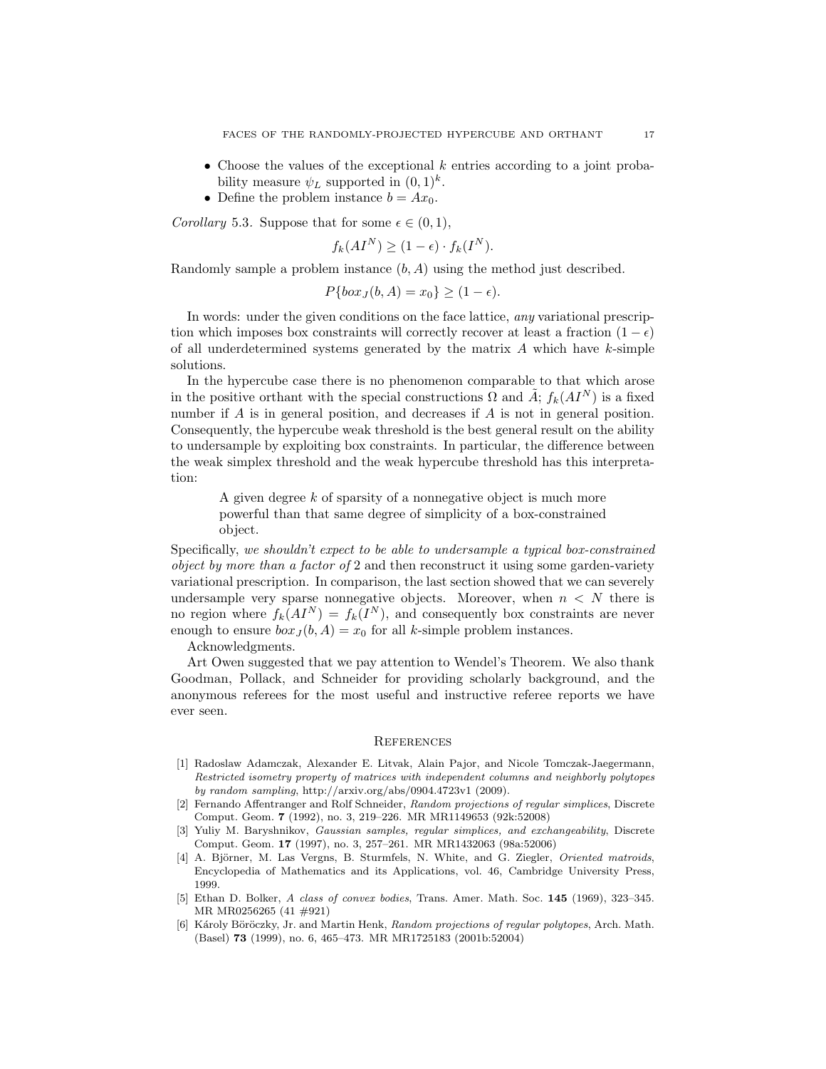- Choose the values of the exceptional $k$ entries according to a joint probability measure $\psi_L$ supported in $(0,1)^k$.
- Define the problem instance $b = Ax_0$.

*Corollary* 5.3. Suppose that for some $\epsilon \in (0,1)$,

$$f_k(AI^N) \geq (1-\epsilon) \cdot f_k(I^N).$$

Randomly sample a problem instance $(b, A)$ using the method just described.

$$P\{box_J(b,A) = x_0\} \geq (1-\epsilon).$$

In words: under the given conditions on the face lattice, *any* variational prescription which imposes box constraints will correctly recover at least a fraction $(1-\epsilon)$ of all underdetermined systems generated by the matrix $A$ which have $k$-simple solutions.

In the hypercube case there is no phenomenon comparable to that which arose in the positive orthant with the special constructions $\Omega$ and $\tilde{A}$; $f_k(AI^N)$ is a fixed number if $A$ is in general position, and decreases if $A$ is not in general position. Consequently, the hypercube weak threshold is the best general result on the ability to undersample by exploiting box constraints. In particular, the difference between the weak simplex threshold and the weak hypercube threshold has this interpretation:

> A given degree $k$ of sparsity of a nonnegative object is much more powerful than that same degree of simplicity of a box-constrained object.

Specifically, *we shouldn't expect to be able to undersample a typical box-constrained object by more than a factor of* 2 and then reconstruct it using some garden-variety variational prescription. In comparison, the last section showed that we can severely undersample very sparse nonnegative objects. Moreover, when $n < N$ there is no region where $f_k(AI^N) = f_k(I^N)$, and consequently box constraints are never enough to ensure $box_J(b,A) = x_0$ for all $k$-simple problem instances.

Acknowledgments.

Art Owen suggested that we pay attention to Wendel's Theorem. We also thank Goodman, Pollack, and Schneider for providing scholarly background, and the anonymous referees for the most useful and instructive referee reports we have ever seen.

## References

[1] Radoslaw Adamczak, Alexander E. Litvak, Alain Pajor, and Nicole Tomczak-Jaegermann, *Restricted isometry property of matrices with independent columns and neighborly polytopes by random sampling*, http://arxiv.org/abs/0904.4723v1 (2009).

[2] Fernando Affentranger and Rolf Schneider, *Random projections of regular simplices*, Discrete Comput. Geom. **7** (1992), no. 3, 219–226. MR MR1149653 (92k:52008)

[3] Yuliy M. Baryshnikov, *Gaussian samples, regular simplices, and exchangeability*, Discrete Comput. Geom. **17** (1997), no. 3, 257–261. MR MR1432063 (98a:52006)

[4] A. Björner, M. Las Vergns, B. Sturmfels, N. White, and G. Ziegler, *Oriented matroids*, Encyclopedia of Mathematics and its Applications, vol. 46, Cambridge University Press, 1999.

[5] Ethan D. Bolker, *A class of convex bodies*, Trans. Amer. Math. Soc. **145** (1969), 323–345. MR MR0256265 (41 #921)

[6] Károly Böröczky, Jr. and Martin Henk, *Random projections of regular polytopes*, Arch. Math. (Basel) **73** (1999), no. 6, 465–473. MR MR1725183 (2001b:52004)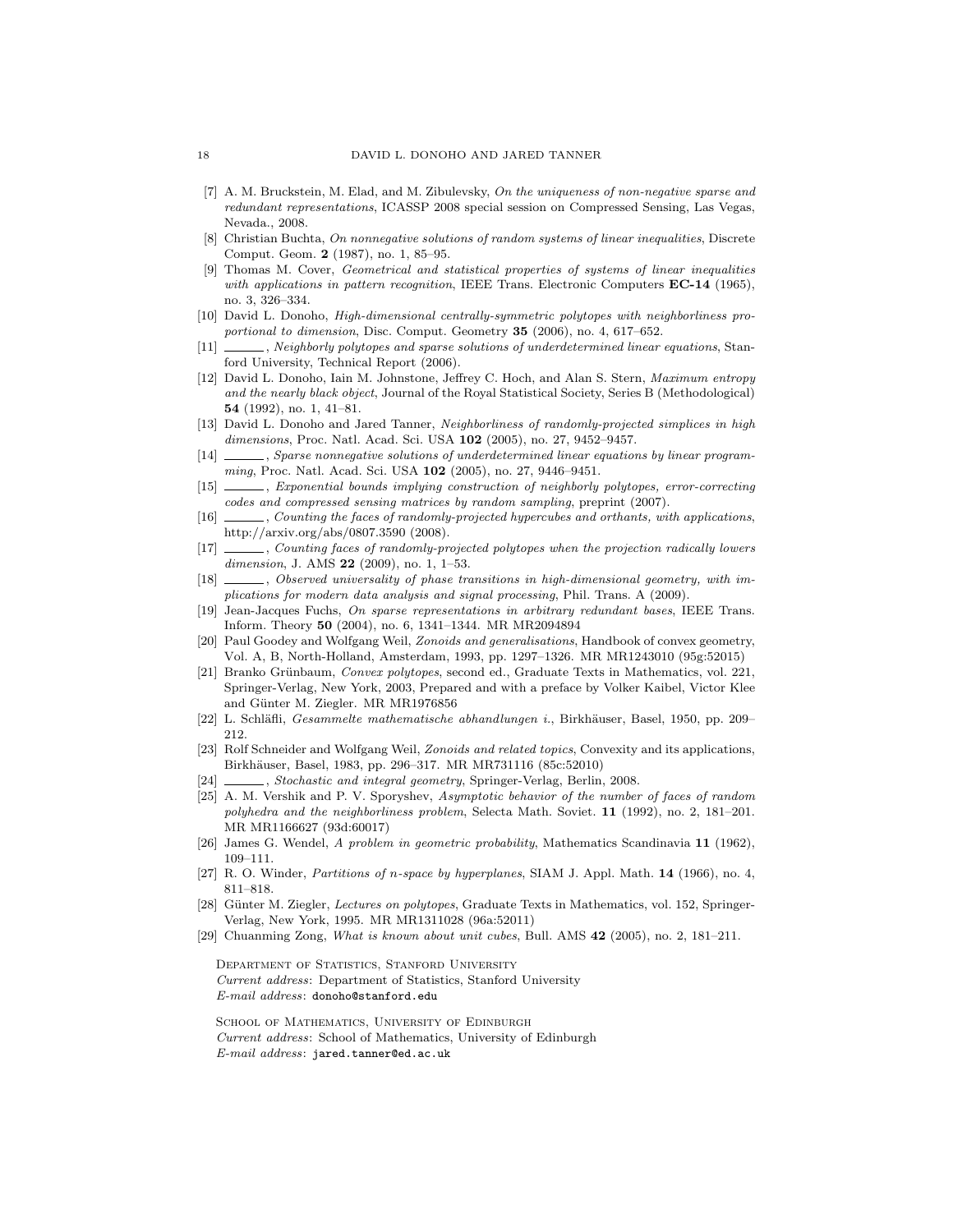[7] A. M. Bruckstein, M. Elad, and M. Zibulevsky, *On the uniqueness of non-negative sparse and redundant representations*, ICASSP 2008 special session on Compressed Sensing, Las Vegas, Nevada., 2008.

[8] Christian Buchta, *On nonnegative solutions of random systems of linear inequalities*, Discrete Comput. Geom. **2** (1987), no. 1, 85–95.

[9] Thomas M. Cover, *Geometrical and statistical properties of systems of linear inequalities with applications in pattern recognition*, IEEE Trans. Electronic Computers **EC-14** (1965), no. 3, 326–334.

[10] David L. Donoho, *High-dimensional centrally-symmetric polytopes with neighborliness proportional to dimension*, Disc. Comput. Geometry **35** (2006), no. 4, 617–652.

[11] ______, *Neighborly polytopes and sparse solutions of underdetermined linear equations*, Stanford University, Technical Report (2006).

[12] David L. Donoho, Iain M. Johnstone, Jeffrey C. Hoch, and Alan S. Stern, *Maximum entropy and the nearly black object*, Journal of the Royal Statistical Society, Series B (Methodological) **54** (1992), no. 1, 41–81.

[13] David L. Donoho and Jared Tanner, *Neighborliness of randomly-projected simplices in high dimensions*, Proc. Natl. Acad. Sci. USA **102** (2005), no. 27, 9452–9457.

[14] ______, *Sparse nonnegative solutions of underdetermined linear equations by linear programming*, Proc. Natl. Acad. Sci. USA **102** (2005), no. 27, 9446–9451.

[15] ______, *Exponential bounds implying construction of neighborly polytopes, error-correcting codes and compressed sensing matrices by random sampling*, preprint (2007).

[16] ______, *Counting the faces of randomly-projected hypercubes and orthants, with applications*, http://arxiv.org/abs/0807.3590 (2008).

[17] ______, *Counting faces of randomly-projected polytopes when the projection radically lowers dimension*, J. AMS **22** (2009), no. 1, 1–53.

[18] ______, *Observed universality of phase transitions in high-dimensional geometry, with implications for modern data analysis and signal processing*, Phil. Trans. A (2009).

[19] Jean-Jacques Fuchs, *On sparse representations in arbitrary redundant bases*, IEEE Trans. Inform. Theory **50** (2004), no. 6, 1341–1344. MR MR2094894

[20] Paul Goodey and Wolfgang Weil, *Zonoids and generalisations*, Handbook of convex geometry, Vol. A, B, North-Holland, Amsterdam, 1993, pp. 1297–1326. MR MR1243010 (95g:52015)

[21] Branko Grünbaum, *Convex polytopes*, second ed., Graduate Texts in Mathematics, vol. 221, Springer-Verlag, New York, 2003, Prepared and with a preface by Volker Kaibel, Victor Klee and Günter M. Ziegler. MR MR1976856

[22] L. Schläfli, *Gesammelte mathematische abhandlungen i.*, Birkhäuser, Basel, 1950, pp. 209–212.

[23] Rolf Schneider and Wolfgang Weil, *Zonoids and related topics*, Convexity and its applications, Birkhäuser, Basel, 1983, pp. 296–317. MR MR731116 (85c:52010)

[24] ______, *Stochastic and integral geometry*, Springer-Verlag, Berlin, 2008.

[25] A. M. Vershik and P. V. Sporyshev, *Asymptotic behavior of the number of faces of random polyhedra and the neighborliness problem*, Selecta Math. Soviet. **11** (1992), no. 2, 181–201. MR MR1166627 (93d:60017)

[26] James G. Wendel, *A problem in geometric probability*, Mathematics Scandinavia **11** (1962), 109–111.

[27] R. O. Winder, *Partitions of n-space by hyperplanes*, SIAM J. Appl. Math. **14** (1966), no. 4, 811–818.

[28] Günter M. Ziegler, *Lectures on polytopes*, Graduate Texts in Mathematics, vol. 152, Springer-Verlag, New York, 1995. MR MR1311028 (96a:52011)

[29] Chuanming Zong, *What is known about unit cubes*, Bull. AMS **42** (2005), no. 2, 181–211.

Department of Statistics, Stanford University
*Current address*: Department of Statistics, Stanford University
*E-mail address*: donoho@stanford.edu

School of Mathematics, University of Edinburgh
*Current address*: School of Mathematics, University of Edinburgh
*E-mail address*: jared.tanner@ed.ac.uk